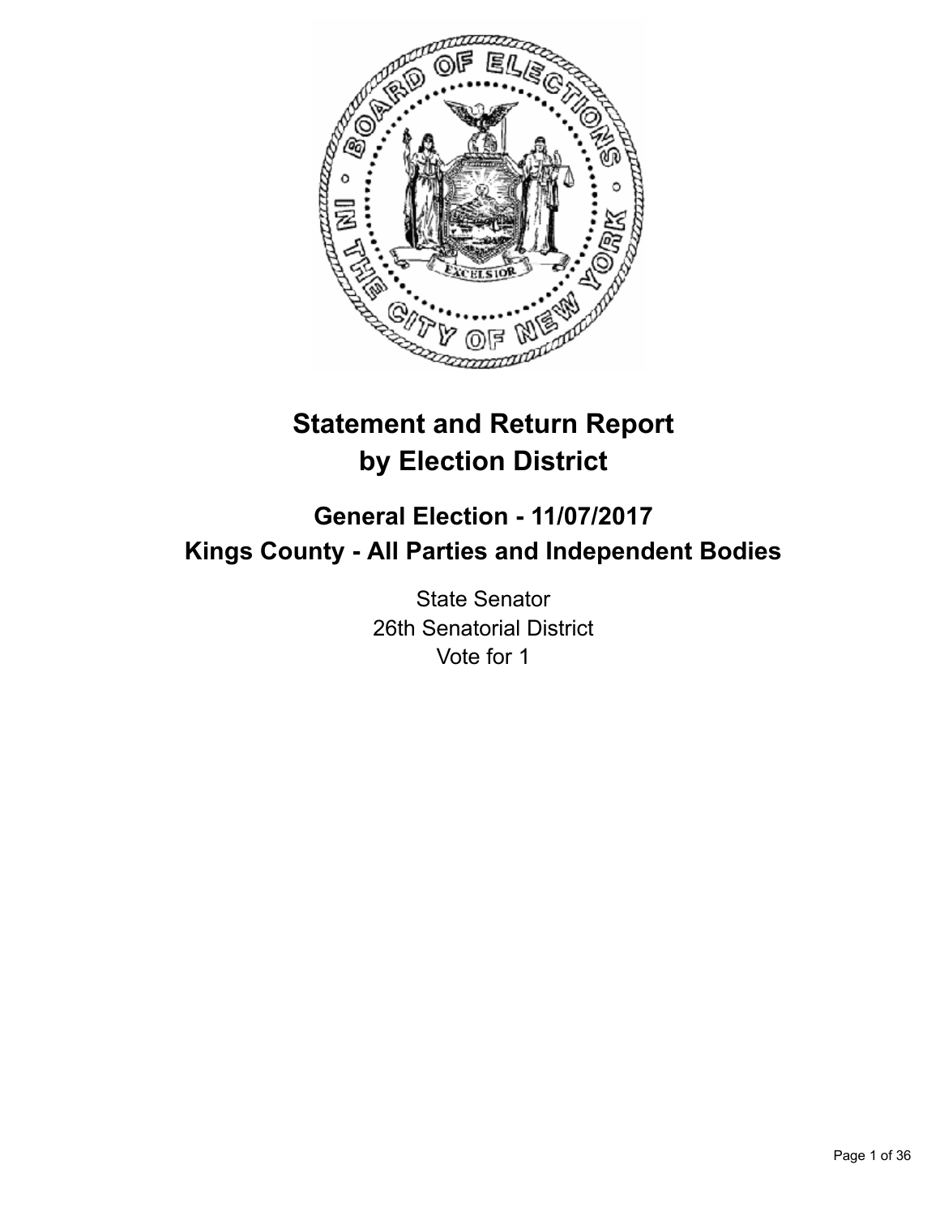# Statement and Return Report by Election District

## General Election - 11/07/2017
## Kings County - All Parties and Independent Bodies

State Senator
26th Senatorial District
Vote for 1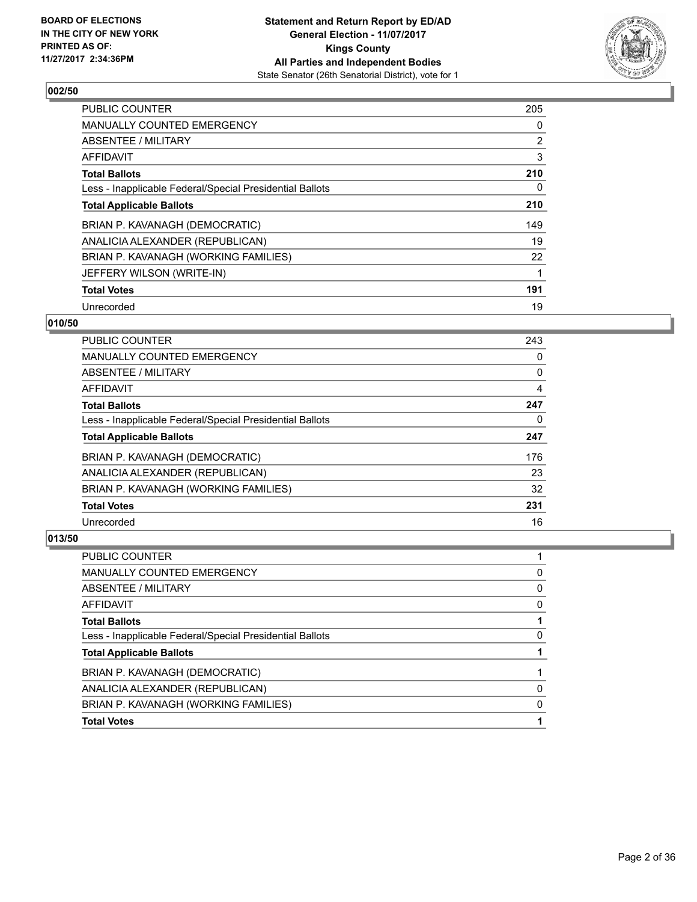## 002/50

| | |
|---|---|
| PUBLIC COUNTER | 205 |
| MANUALLY COUNTED EMERGENCY | 0 |
| ABSENTEE / MILITARY | 2 |
| AFFIDAVIT | 3 |
| **Total Ballots** | **210** |
| Less - Inapplicable Federal/Special Presidential Ballots | 0 |
| **Total Applicable Ballots** | **210** |
| BRIAN P. KAVANAGH (DEMOCRATIC) | 149 |
| ANALICIA ALEXANDER (REPUBLICAN) | 19 |
| BRIAN P. KAVANAGH (WORKING FAMILIES) | 22 |
| JEFFERY WILSON (WRITE-IN) | 1 |
| **Total Votes** | **191** |
| Unrecorded | 19 |

## 010/50

| | |
|---|---|
| PUBLIC COUNTER | 243 |
| MANUALLY COUNTED EMERGENCY | 0 |
| ABSENTEE / MILITARY | 0 |
| AFFIDAVIT | 4 |
| **Total Ballots** | **247** |
| Less - Inapplicable Federal/Special Presidential Ballots | 0 |
| **Total Applicable Ballots** | **247** |
| BRIAN P. KAVANAGH (DEMOCRATIC) | 176 |
| ANALICIA ALEXANDER (REPUBLICAN) | 23 |
| BRIAN P. KAVANAGH (WORKING FAMILIES) | 32 |
| **Total Votes** | **231** |
| Unrecorded | 16 |

## 013/50

| | |
|---|---|
| PUBLIC COUNTER | 1 |
| MANUALLY COUNTED EMERGENCY | 0 |
| ABSENTEE / MILITARY | 0 |
| AFFIDAVIT | 0 |
| **Total Ballots** | **1** |
| Less - Inapplicable Federal/Special Presidential Ballots | 0 |
| **Total Applicable Ballots** | **1** |
| BRIAN P. KAVANAGH (DEMOCRATIC) | 1 |
| ANALICIA ALEXANDER (REPUBLICAN) | 0 |
| BRIAN P. KAVANAGH (WORKING FAMILIES) | 0 |
| **Total Votes** | **1** |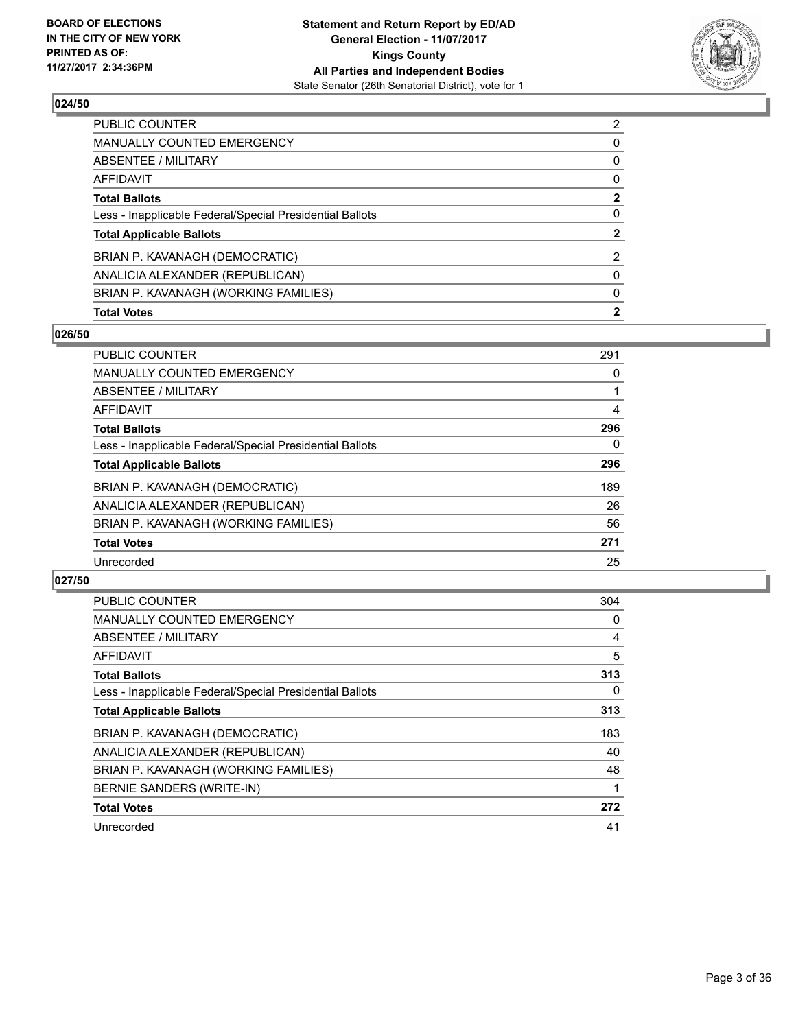**BOARD OF ELECTIONS IN THE CITY OF NEW YORK PRINTED AS OF: 11/27/2017 2:34:36PM**

**Statement and Return Report by ED/AD**
**General Election - 11/07/2017**
**Kings County**
**All Parties and Independent Bodies**
State Senator (26th Senatorial District), vote for 1

### 024/50

| | |
|---|---|
| PUBLIC COUNTER | 2 |
| MANUALLY COUNTED EMERGENCY | 0 |
| ABSENTEE / MILITARY | 0 |
| AFFIDAVIT | 0 |
| **Total Ballots** | **2** |
| Less - Inapplicable Federal/Special Presidential Ballots | 0 |
| **Total Applicable Ballots** | **2** |
| BRIAN P. KAVANAGH (DEMOCRATIC) | 2 |
| ANALICIA ALEXANDER (REPUBLICAN) | 0 |
| BRIAN P. KAVANAGH (WORKING FAMILIES) | 0 |
| **Total Votes** | **2** |

### 026/50

| | |
|---|---|
| PUBLIC COUNTER | 291 |
| MANUALLY COUNTED EMERGENCY | 0 |
| ABSENTEE / MILITARY | 1 |
| AFFIDAVIT | 4 |
| **Total Ballots** | **296** |
| Less - Inapplicable Federal/Special Presidential Ballots | 0 |
| **Total Applicable Ballots** | **296** |
| BRIAN P. KAVANAGH (DEMOCRATIC) | 189 |
| ANALICIA ALEXANDER (REPUBLICAN) | 26 |
| BRIAN P. KAVANAGH (WORKING FAMILIES) | 56 |
| **Total Votes** | **271** |
| Unrecorded | 25 |

### 027/50

| | |
|---|---|
| PUBLIC COUNTER | 304 |
| MANUALLY COUNTED EMERGENCY | 0 |
| ABSENTEE / MILITARY | 4 |
| AFFIDAVIT | 5 |
| **Total Ballots** | **313** |
| Less - Inapplicable Federal/Special Presidential Ballots | 0 |
| **Total Applicable Ballots** | **313** |
| BRIAN P. KAVANAGH (DEMOCRATIC) | 183 |
| ANALICIA ALEXANDER (REPUBLICAN) | 40 |
| BRIAN P. KAVANAGH (WORKING FAMILIES) | 48 |
| BERNIE SANDERS (WRITE-IN) | 1 |
| **Total Votes** | **272** |
| Unrecorded | 41 |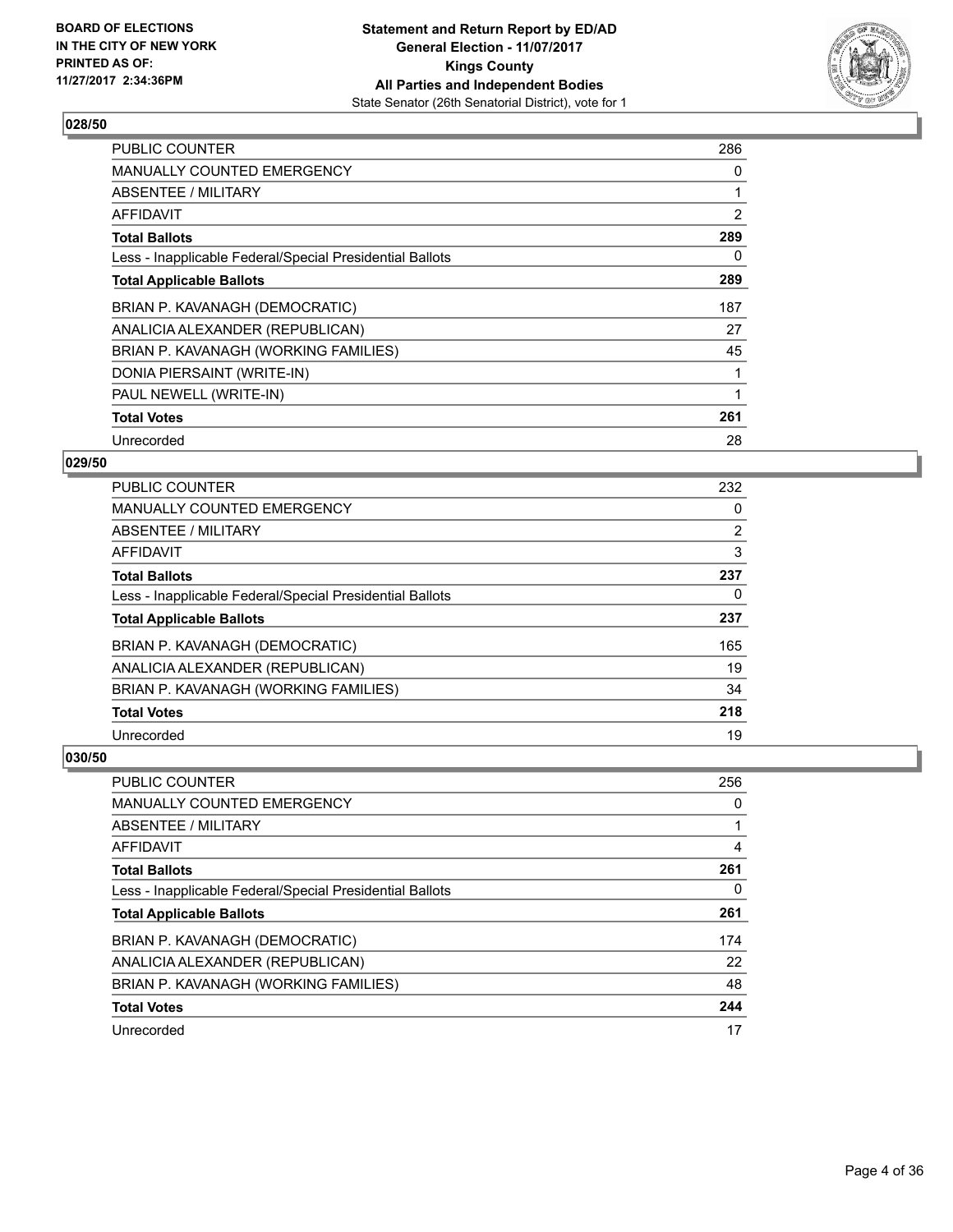**BOARD OF ELECTIONS IN THE CITY OF NEW YORK PRINTED AS OF: 11/27/2017 2:34:36PM**

**Statement and Return Report by ED/AD General Election - 11/07/2017 Kings County All Parties and Independent Bodies**
State Senator (26th Senatorial District), vote for 1

## 028/50

| | |
|---|---|
| PUBLIC COUNTER | 286 |
| MANUALLY COUNTED EMERGENCY | 0 |
| ABSENTEE / MILITARY | 1 |
| AFFIDAVIT | 2 |
| **Total Ballots** | **289** |
| Less - Inapplicable Federal/Special Presidential Ballots | 0 |
| **Total Applicable Ballots** | **289** |
| BRIAN P. KAVANAGH (DEMOCRATIC) | 187 |
| ANALICIA ALEXANDER (REPUBLICAN) | 27 |
| BRIAN P. KAVANAGH (WORKING FAMILIES) | 45 |
| DONIA PIERSAINT (WRITE-IN) | 1 |
| PAUL NEWELL (WRITE-IN) | 1 |
| **Total Votes** | **261** |
| Unrecorded | 28 |

## 029/50

| | |
|---|---|
| PUBLIC COUNTER | 232 |
| MANUALLY COUNTED EMERGENCY | 0 |
| ABSENTEE / MILITARY | 2 |
| AFFIDAVIT | 3 |
| **Total Ballots** | **237** |
| Less - Inapplicable Federal/Special Presidential Ballots | 0 |
| **Total Applicable Ballots** | **237** |
| BRIAN P. KAVANAGH (DEMOCRATIC) | 165 |
| ANALICIA ALEXANDER (REPUBLICAN) | 19 |
| BRIAN P. KAVANAGH (WORKING FAMILIES) | 34 |
| **Total Votes** | **218** |
| Unrecorded | 19 |

## 030/50

| | |
|---|---|
| PUBLIC COUNTER | 256 |
| MANUALLY COUNTED EMERGENCY | 0 |
| ABSENTEE / MILITARY | 1 |
| AFFIDAVIT | 4 |
| **Total Ballots** | **261** |
| Less - Inapplicable Federal/Special Presidential Ballots | 0 |
| **Total Applicable Ballots** | **261** |
| BRIAN P. KAVANAGH (DEMOCRATIC) | 174 |
| ANALICIA ALEXANDER (REPUBLICAN) | 22 |
| BRIAN P. KAVANAGH (WORKING FAMILIES) | 48 |
| **Total Votes** | **244** |
| Unrecorded | 17 |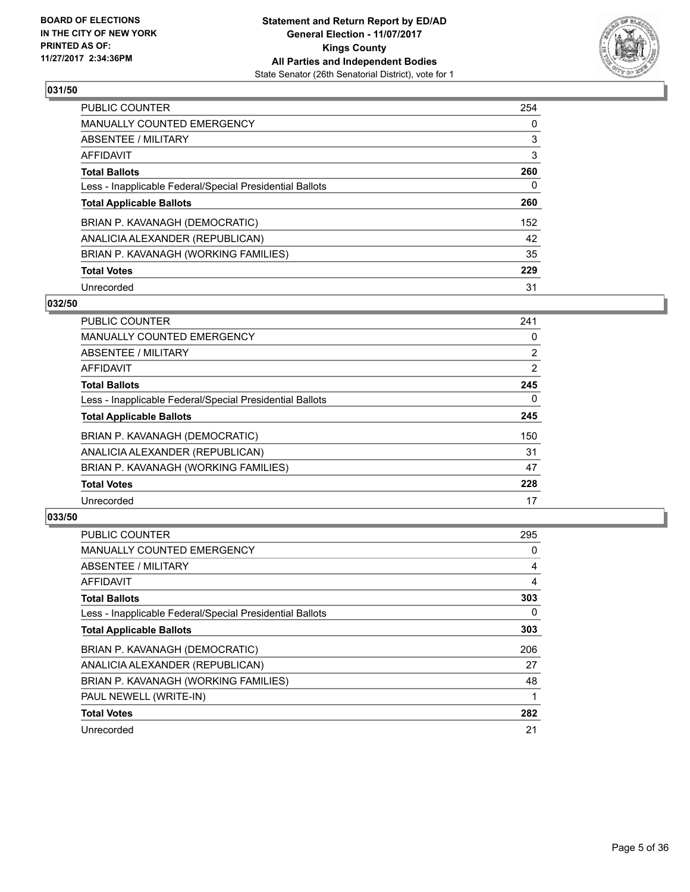**BOARD OF ELECTIONS IN THE CITY OF NEW YORK PRINTED AS OF: 11/27/2017 2:34:36PM**

**Statement and Return Report by ED/AD General Election - 11/07/2017 Kings County All Parties and Independent Bodies**
State Senator (26th Senatorial District), vote for 1

### 031/50

| | |
|---|---|
| PUBLIC COUNTER | 254 |
| MANUALLY COUNTED EMERGENCY | 0 |
| ABSENTEE / MILITARY | 3 |
| AFFIDAVIT | 3 |
| **Total Ballots** | **260** |
| Less - Inapplicable Federal/Special Presidential Ballots | 0 |
| **Total Applicable Ballots** | **260** |
| BRIAN P. KAVANAGH (DEMOCRATIC) | 152 |
| ANALICIA ALEXANDER (REPUBLICAN) | 42 |
| BRIAN P. KAVANAGH (WORKING FAMILIES) | 35 |
| **Total Votes** | **229** |
| Unrecorded | 31 |

### 032/50

| | |
|---|---|
| PUBLIC COUNTER | 241 |
| MANUALLY COUNTED EMERGENCY | 0 |
| ABSENTEE / MILITARY | 2 |
| AFFIDAVIT | 2 |
| **Total Ballots** | **245** |
| Less - Inapplicable Federal/Special Presidential Ballots | 0 |
| **Total Applicable Ballots** | **245** |
| BRIAN P. KAVANAGH (DEMOCRATIC) | 150 |
| ANALICIA ALEXANDER (REPUBLICAN) | 31 |
| BRIAN P. KAVANAGH (WORKING FAMILIES) | 47 |
| **Total Votes** | **228** |
| Unrecorded | 17 |

### 033/50

| | |
|---|---|
| PUBLIC COUNTER | 295 |
| MANUALLY COUNTED EMERGENCY | 0 |
| ABSENTEE / MILITARY | 4 |
| AFFIDAVIT | 4 |
| **Total Ballots** | **303** |
| Less - Inapplicable Federal/Special Presidential Ballots | 0 |
| **Total Applicable Ballots** | **303** |
| BRIAN P. KAVANAGH (DEMOCRATIC) | 206 |
| ANALICIA ALEXANDER (REPUBLICAN) | 27 |
| BRIAN P. KAVANAGH (WORKING FAMILIES) | 48 |
| PAUL NEWELL (WRITE-IN) | 1 |
| **Total Votes** | **282** |
| Unrecorded | 21 |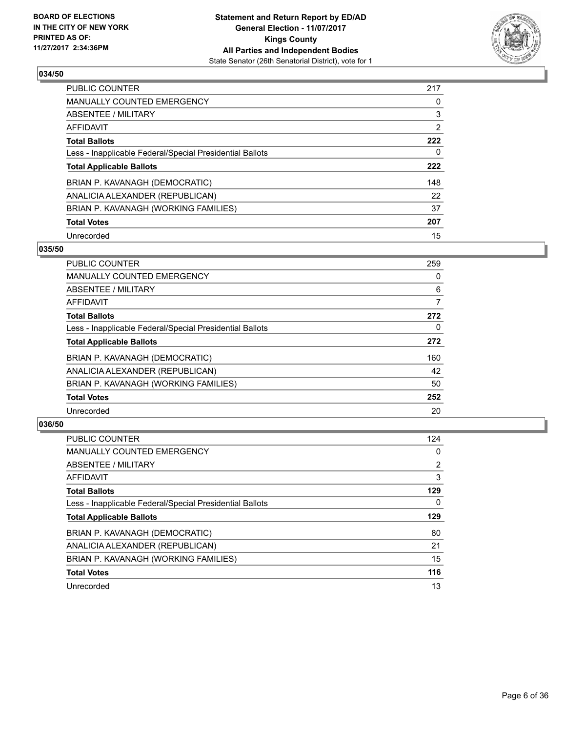**BOARD OF ELECTIONS IN THE CITY OF NEW YORK PRINTED AS OF: 11/27/2017 2:34:36PM**

**Statement and Return Report by ED/AD**
**General Election - 11/07/2017**
**Kings County**
**All Parties and Independent Bodies**
State Senator (26th Senatorial District), vote for 1

### 034/50

| | |
|---|---|
| PUBLIC COUNTER | 217 |
| MANUALLY COUNTED EMERGENCY | 0 |
| ABSENTEE / MILITARY | 3 |
| AFFIDAVIT | 2 |
| **Total Ballots** | **222** |
| Less - Inapplicable Federal/Special Presidential Ballots | 0 |
| **Total Applicable Ballots** | **222** |
| BRIAN P. KAVANAGH (DEMOCRATIC) | 148 |
| ANALICIA ALEXANDER (REPUBLICAN) | 22 |
| BRIAN P. KAVANAGH (WORKING FAMILIES) | 37 |
| **Total Votes** | **207** |
| Unrecorded | 15 |

### 035/50

| | |
|---|---|
| PUBLIC COUNTER | 259 |
| MANUALLY COUNTED EMERGENCY | 0 |
| ABSENTEE / MILITARY | 6 |
| AFFIDAVIT | 7 |
| **Total Ballots** | **272** |
| Less - Inapplicable Federal/Special Presidential Ballots | 0 |
| **Total Applicable Ballots** | **272** |
| BRIAN P. KAVANAGH (DEMOCRATIC) | 160 |
| ANALICIA ALEXANDER (REPUBLICAN) | 42 |
| BRIAN P. KAVANAGH (WORKING FAMILIES) | 50 |
| **Total Votes** | **252** |
| Unrecorded | 20 |

### 036/50

| | |
|---|---|
| PUBLIC COUNTER | 124 |
| MANUALLY COUNTED EMERGENCY | 0 |
| ABSENTEE / MILITARY | 2 |
| AFFIDAVIT | 3 |
| **Total Ballots** | **129** |
| Less - Inapplicable Federal/Special Presidential Ballots | 0 |
| **Total Applicable Ballots** | **129** |
| BRIAN P. KAVANAGH (DEMOCRATIC) | 80 |
| ANALICIA ALEXANDER (REPUBLICAN) | 21 |
| BRIAN P. KAVANAGH (WORKING FAMILIES) | 15 |
| **Total Votes** | **116** |
| Unrecorded | 13 |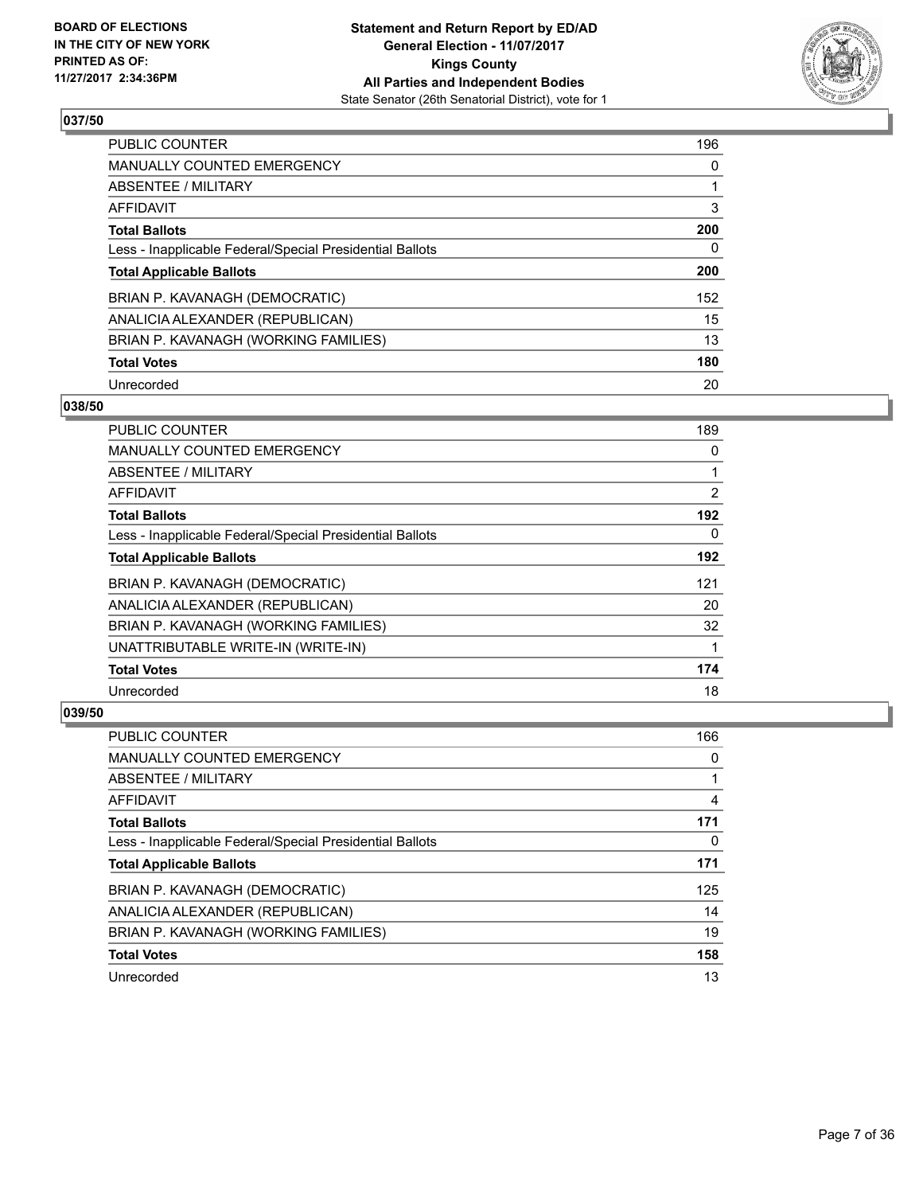**BOARD OF ELECTIONS IN THE CITY OF NEW YORK PRINTED AS OF: 11/27/2017 2:34:36PM**

**Statement and Return Report by ED/AD General Election - 11/07/2017 Kings County All Parties and Independent Bodies**
State Senator (26th Senatorial District), vote for 1

## 037/50

| | |
|---|---|
| PUBLIC COUNTER | 196 |
| MANUALLY COUNTED EMERGENCY | 0 |
| ABSENTEE / MILITARY | 1 |
| AFFIDAVIT | 3 |
| **Total Ballots** | **200** |
| Less - Inapplicable Federal/Special Presidential Ballots | 0 |
| **Total Applicable Ballots** | **200** |
| BRIAN P. KAVANAGH (DEMOCRATIC) | 152 |
| ANALICIA ALEXANDER (REPUBLICAN) | 15 |
| BRIAN P. KAVANAGH (WORKING FAMILIES) | 13 |
| **Total Votes** | **180** |
| Unrecorded | 20 |

## 038/50

| | |
|---|---|
| PUBLIC COUNTER | 189 |
| MANUALLY COUNTED EMERGENCY | 0 |
| ABSENTEE / MILITARY | 1 |
| AFFIDAVIT | 2 |
| **Total Ballots** | **192** |
| Less - Inapplicable Federal/Special Presidential Ballots | 0 |
| **Total Applicable Ballots** | **192** |
| BRIAN P. KAVANAGH (DEMOCRATIC) | 121 |
| ANALICIA ALEXANDER (REPUBLICAN) | 20 |
| BRIAN P. KAVANAGH (WORKING FAMILIES) | 32 |
| UNATTRIBUTABLE WRITE-IN (WRITE-IN) | 1 |
| **Total Votes** | **174** |
| Unrecorded | 18 |

## 039/50

| | |
|---|---|
| PUBLIC COUNTER | 166 |
| MANUALLY COUNTED EMERGENCY | 0 |
| ABSENTEE / MILITARY | 1 |
| AFFIDAVIT | 4 |
| **Total Ballots** | **171** |
| Less - Inapplicable Federal/Special Presidential Ballots | 0 |
| **Total Applicable Ballots** | **171** |
| BRIAN P. KAVANAGH (DEMOCRATIC) | 125 |
| ANALICIA ALEXANDER (REPUBLICAN) | 14 |
| BRIAN P. KAVANAGH (WORKING FAMILIES) | 19 |
| **Total Votes** | **158** |
| Unrecorded | 13 |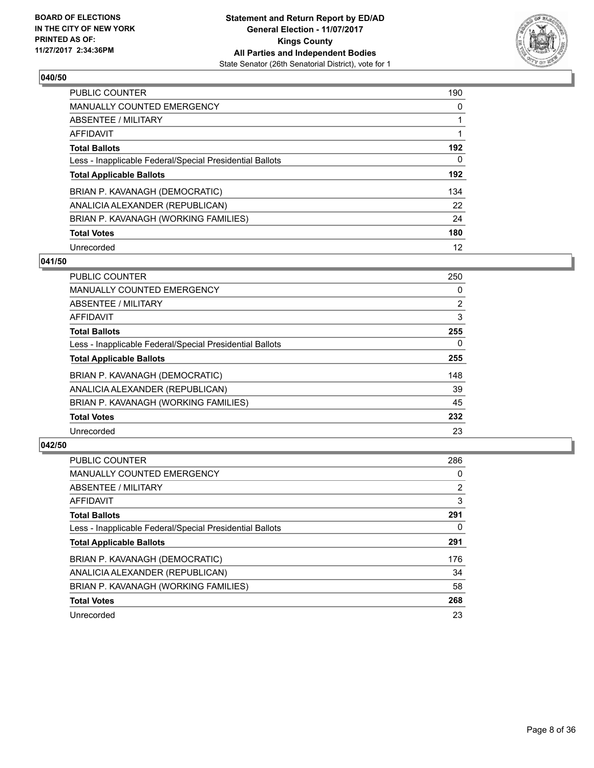**BOARD OF ELECTIONS IN THE CITY OF NEW YORK PRINTED AS OF: 11/27/2017 2:34:36PM**

**Statement and Return Report by ED/AD**
**General Election - 11/07/2017**
**Kings County**
**All Parties and Independent Bodies**
State Senator (26th Senatorial District), vote for 1

## 040/50

| | |
|---|---|
| PUBLIC COUNTER | 190 |
| MANUALLY COUNTED EMERGENCY | 0 |
| ABSENTEE / MILITARY | 1 |
| AFFIDAVIT | 1 |
| **Total Ballots** | **192** |
| Less - Inapplicable Federal/Special Presidential Ballots | 0 |
| **Total Applicable Ballots** | **192** |
| BRIAN P. KAVANAGH (DEMOCRATIC) | 134 |
| ANALICIA ALEXANDER (REPUBLICAN) | 22 |
| BRIAN P. KAVANAGH (WORKING FAMILIES) | 24 |
| **Total Votes** | **180** |
| Unrecorded | 12 |

## 041/50

| | |
|---|---|
| PUBLIC COUNTER | 250 |
| MANUALLY COUNTED EMERGENCY | 0 |
| ABSENTEE / MILITARY | 2 |
| AFFIDAVIT | 3 |
| **Total Ballots** | **255** |
| Less - Inapplicable Federal/Special Presidential Ballots | 0 |
| **Total Applicable Ballots** | **255** |
| BRIAN P. KAVANAGH (DEMOCRATIC) | 148 |
| ANALICIA ALEXANDER (REPUBLICAN) | 39 |
| BRIAN P. KAVANAGH (WORKING FAMILIES) | 45 |
| **Total Votes** | **232** |
| Unrecorded | 23 |

## 042/50

| | |
|---|---|
| PUBLIC COUNTER | 286 |
| MANUALLY COUNTED EMERGENCY | 0 |
| ABSENTEE / MILITARY | 2 |
| AFFIDAVIT | 3 |
| **Total Ballots** | **291** |
| Less - Inapplicable Federal/Special Presidential Ballots | 0 |
| **Total Applicable Ballots** | **291** |
| BRIAN P. KAVANAGH (DEMOCRATIC) | 176 |
| ANALICIA ALEXANDER (REPUBLICAN) | 34 |
| BRIAN P. KAVANAGH (WORKING FAMILIES) | 58 |
| **Total Votes** | **268** |
| Unrecorded | 23 |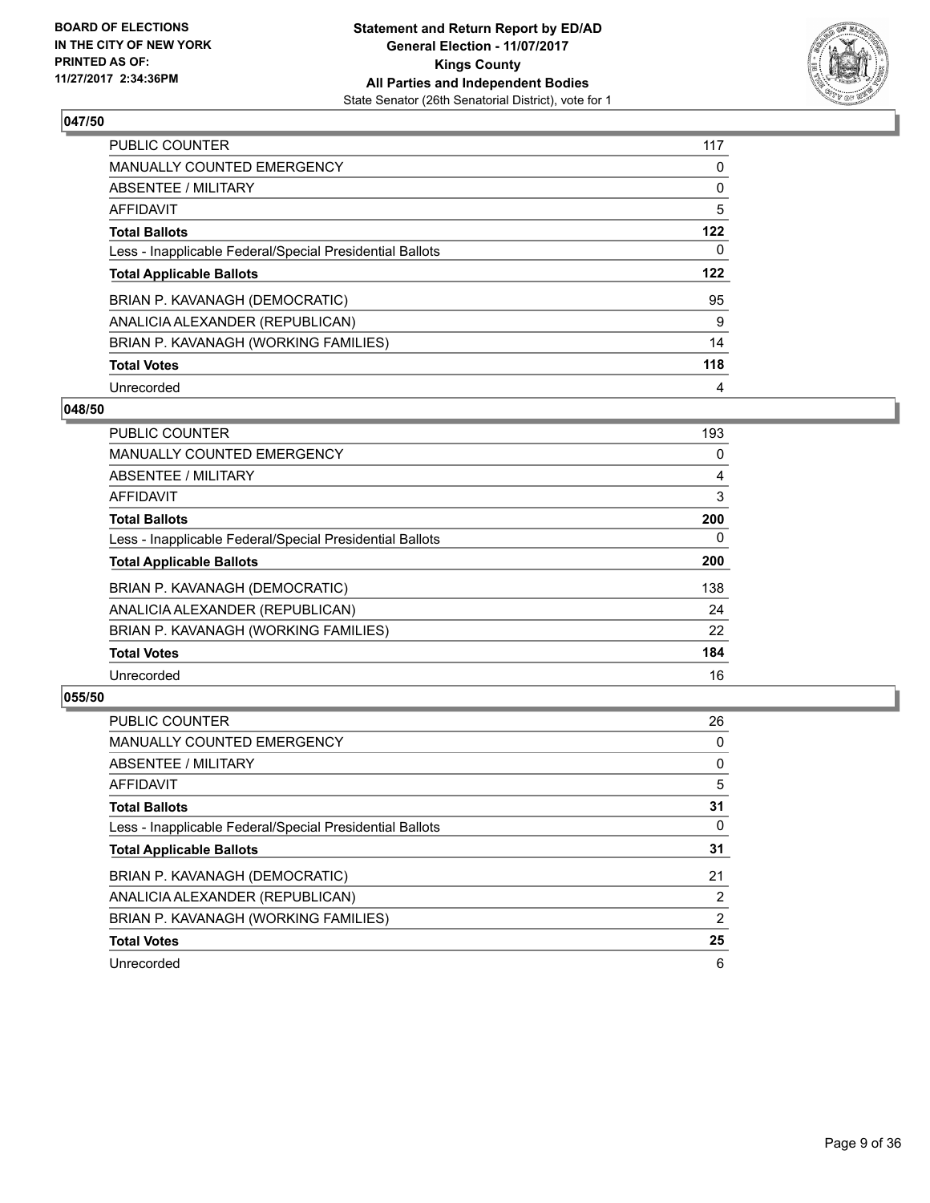**BOARD OF ELECTIONS IN THE CITY OF NEW YORK PRINTED AS OF: 11/27/2017 2:34:36PM**

**Statement and Return Report by ED/AD**
**General Election - 11/07/2017**
**Kings County**
**All Parties and Independent Bodies**
State Senator (26th Senatorial District), vote for 1

### 047/50

| | |
|---|---|
| PUBLIC COUNTER | 117 |
| MANUALLY COUNTED EMERGENCY | 0 |
| ABSENTEE / MILITARY | 0 |
| AFFIDAVIT | 5 |
| **Total Ballots** | **122** |
| Less - Inapplicable Federal/Special Presidential Ballots | 0 |
| **Total Applicable Ballots** | **122** |
| BRIAN P. KAVANAGH (DEMOCRATIC) | 95 |
| ANALICIA ALEXANDER (REPUBLICAN) | 9 |
| BRIAN P. KAVANAGH (WORKING FAMILIES) | 14 |
| **Total Votes** | **118** |
| Unrecorded | 4 |

### 048/50

| | |
|---|---|
| PUBLIC COUNTER | 193 |
| MANUALLY COUNTED EMERGENCY | 0 |
| ABSENTEE / MILITARY | 4 |
| AFFIDAVIT | 3 |
| **Total Ballots** | **200** |
| Less - Inapplicable Federal/Special Presidential Ballots | 0 |
| **Total Applicable Ballots** | **200** |
| BRIAN P. KAVANAGH (DEMOCRATIC) | 138 |
| ANALICIA ALEXANDER (REPUBLICAN) | 24 |
| BRIAN P. KAVANAGH (WORKING FAMILIES) | 22 |
| **Total Votes** | **184** |
| Unrecorded | 16 |

### 055/50

| | |
|---|---|
| PUBLIC COUNTER | 26 |
| MANUALLY COUNTED EMERGENCY | 0 |
| ABSENTEE / MILITARY | 0 |
| AFFIDAVIT | 5 |
| **Total Ballots** | **31** |
| Less - Inapplicable Federal/Special Presidential Ballots | 0 |
| **Total Applicable Ballots** | **31** |
| BRIAN P. KAVANAGH (DEMOCRATIC) | 21 |
| ANALICIA ALEXANDER (REPUBLICAN) | 2 |
| BRIAN P. KAVANAGH (WORKING FAMILIES) | 2 |
| **Total Votes** | **25** |
| Unrecorded | 6 |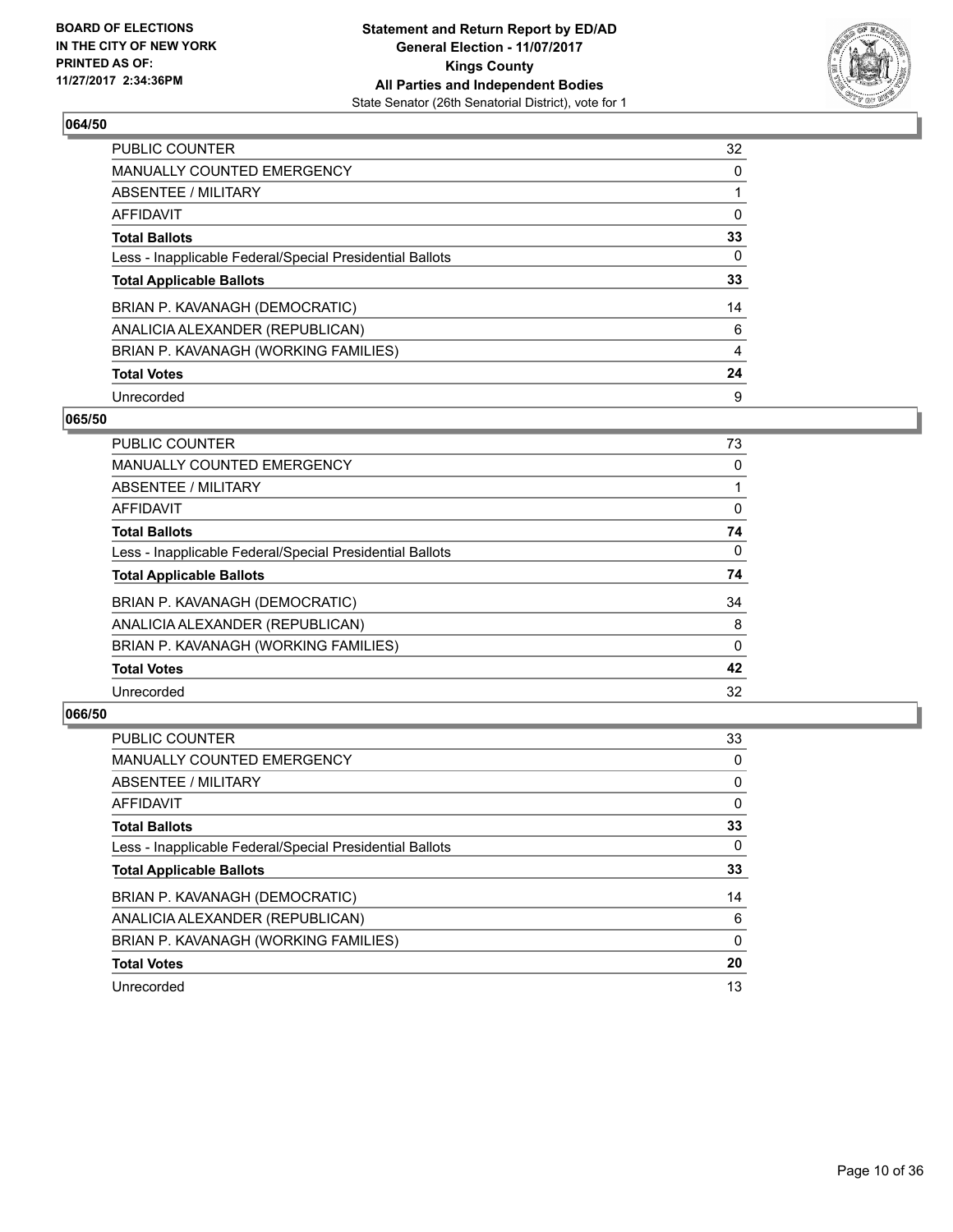BOARD OF ELECTIONS
IN THE CITY OF NEW YORK
PRINTED AS OF:
11/27/2017 2:34:36PM

**Statement and Return Report by ED/AD**
**General Election - 11/07/2017**
**Kings County**
**All Parties and Independent Bodies**
State Senator (26th Senatorial District), vote for 1

### 064/50

| | |
|---|---|
| PUBLIC COUNTER | 32 |
| MANUALLY COUNTED EMERGENCY | 0 |
| ABSENTEE / MILITARY | 1 |
| AFFIDAVIT | 0 |
| **Total Ballots** | **33** |
| Less - Inapplicable Federal/Special Presidential Ballots | 0 |
| **Total Applicable Ballots** | **33** |
| BRIAN P. KAVANAGH (DEMOCRATIC) | 14 |
| ANALICIA ALEXANDER (REPUBLICAN) | 6 |
| BRIAN P. KAVANAGH (WORKING FAMILIES) | 4 |
| **Total Votes** | **24** |
| Unrecorded | 9 |

### 065/50

| | |
|---|---|
| PUBLIC COUNTER | 73 |
| MANUALLY COUNTED EMERGENCY | 0 |
| ABSENTEE / MILITARY | 1 |
| AFFIDAVIT | 0 |
| **Total Ballots** | **74** |
| Less - Inapplicable Federal/Special Presidential Ballots | 0 |
| **Total Applicable Ballots** | **74** |
| BRIAN P. KAVANAGH (DEMOCRATIC) | 34 |
| ANALICIA ALEXANDER (REPUBLICAN) | 8 |
| BRIAN P. KAVANAGH (WORKING FAMILIES) | 0 |
| **Total Votes** | **42** |
| Unrecorded | 32 |

### 066/50

| | |
|---|---|
| PUBLIC COUNTER | 33 |
| MANUALLY COUNTED EMERGENCY | 0 |
| ABSENTEE / MILITARY | 0 |
| AFFIDAVIT | 0 |
| **Total Ballots** | **33** |
| Less - Inapplicable Federal/Special Presidential Ballots | 0 |
| **Total Applicable Ballots** | **33** |
| BRIAN P. KAVANAGH (DEMOCRATIC) | 14 |
| ANALICIA ALEXANDER (REPUBLICAN) | 6 |
| BRIAN P. KAVANAGH (WORKING FAMILIES) | 0 |
| **Total Votes** | **20** |
| Unrecorded | 13 |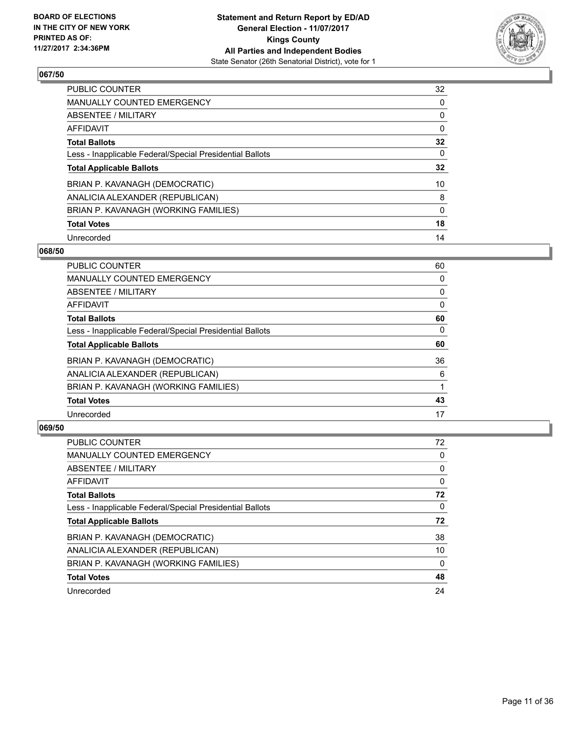**BOARD OF ELECTIONS IN THE CITY OF NEW YORK PRINTED AS OF: 11/27/2017 2:34:36PM**

**Statement and Return Report by ED/AD**
**General Election - 11/07/2017**
**Kings County**
**All Parties and Independent Bodies**
State Senator (26th Senatorial District), vote for 1

### 067/50

| | |
|---|---|
| PUBLIC COUNTER | 32 |
| MANUALLY COUNTED EMERGENCY | 0 |
| ABSENTEE / MILITARY | 0 |
| AFFIDAVIT | 0 |
| **Total Ballots** | **32** |
| Less - Inapplicable Federal/Special Presidential Ballots | 0 |
| **Total Applicable Ballots** | **32** |
| BRIAN P. KAVANAGH (DEMOCRATIC) | 10 |
| ANALICIA ALEXANDER (REPUBLICAN) | 8 |
| BRIAN P. KAVANAGH (WORKING FAMILIES) | 0 |
| **Total Votes** | **18** |
| Unrecorded | 14 |

### 068/50

| | |
|---|---|
| PUBLIC COUNTER | 60 |
| MANUALLY COUNTED EMERGENCY | 0 |
| ABSENTEE / MILITARY | 0 |
| AFFIDAVIT | 0 |
| **Total Ballots** | **60** |
| Less - Inapplicable Federal/Special Presidential Ballots | 0 |
| **Total Applicable Ballots** | **60** |
| BRIAN P. KAVANAGH (DEMOCRATIC) | 36 |
| ANALICIA ALEXANDER (REPUBLICAN) | 6 |
| BRIAN P. KAVANAGH (WORKING FAMILIES) | 1 |
| **Total Votes** | **43** |
| Unrecorded | 17 |

### 069/50

| | |
|---|---|
| PUBLIC COUNTER | 72 |
| MANUALLY COUNTED EMERGENCY | 0 |
| ABSENTEE / MILITARY | 0 |
| AFFIDAVIT | 0 |
| **Total Ballots** | **72** |
| Less - Inapplicable Federal/Special Presidential Ballots | 0 |
| **Total Applicable Ballots** | **72** |
| BRIAN P. KAVANAGH (DEMOCRATIC) | 38 |
| ANALICIA ALEXANDER (REPUBLICAN) | 10 |
| BRIAN P. KAVANAGH (WORKING FAMILIES) | 0 |
| **Total Votes** | **48** |
| Unrecorded | 24 |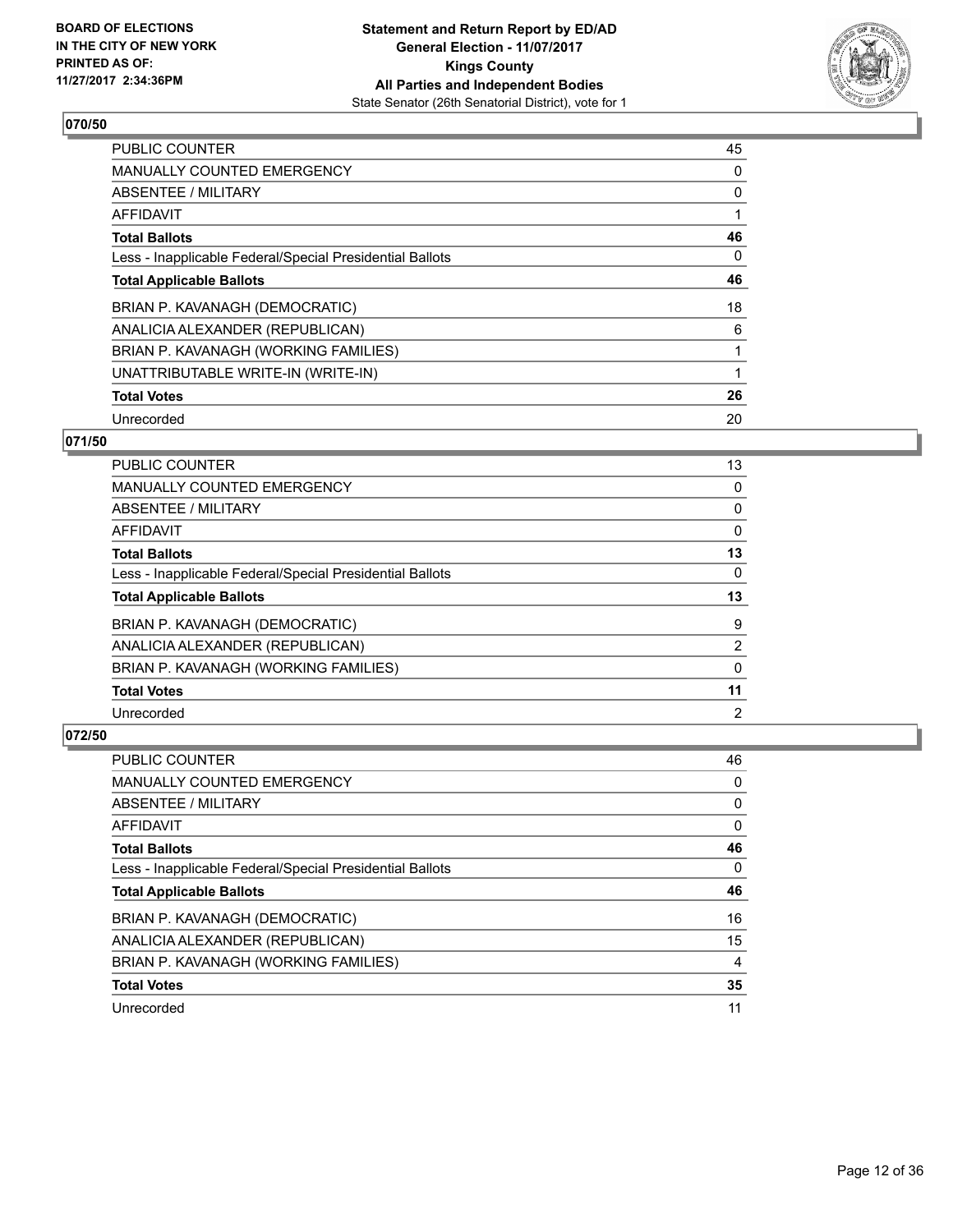**BOARD OF ELECTIONS IN THE CITY OF NEW YORK PRINTED AS OF: 11/27/2017 2:34:36PM**

**Statement and Return Report by ED/AD**
**General Election - 11/07/2017**
**Kings County**
**All Parties and Independent Bodies**
State Senator (26th Senatorial District), vote for 1

## 070/50

| | |
|---|---|
| PUBLIC COUNTER | 45 |
| MANUALLY COUNTED EMERGENCY | 0 |
| ABSENTEE / MILITARY | 0 |
| AFFIDAVIT | 1 |
| **Total Ballots** | **46** |
| Less - Inapplicable Federal/Special Presidential Ballots | 0 |
| **Total Applicable Ballots** | **46** |
| BRIAN P. KAVANAGH (DEMOCRATIC) | 18 |
| ANALICIA ALEXANDER (REPUBLICAN) | 6 |
| BRIAN P. KAVANAGH (WORKING FAMILIES) | 1 |
| UNATTRIBUTABLE WRITE-IN (WRITE-IN) | 1 |
| **Total Votes** | **26** |
| Unrecorded | 20 |

## 071/50

| | |
|---|---|
| PUBLIC COUNTER | 13 |
| MANUALLY COUNTED EMERGENCY | 0 |
| ABSENTEE / MILITARY | 0 |
| AFFIDAVIT | 0 |
| **Total Ballots** | **13** |
| Less - Inapplicable Federal/Special Presidential Ballots | 0 |
| **Total Applicable Ballots** | **13** |
| BRIAN P. KAVANAGH (DEMOCRATIC) | 9 |
| ANALICIA ALEXANDER (REPUBLICAN) | 2 |
| BRIAN P. KAVANAGH (WORKING FAMILIES) | 0 |
| **Total Votes** | **11** |
| Unrecorded | 2 |

## 072/50

| | |
|---|---|
| PUBLIC COUNTER | 46 |
| MANUALLY COUNTED EMERGENCY | 0 |
| ABSENTEE / MILITARY | 0 |
| AFFIDAVIT | 0 |
| **Total Ballots** | **46** |
| Less - Inapplicable Federal/Special Presidential Ballots | 0 |
| **Total Applicable Ballots** | **46** |
| BRIAN P. KAVANAGH (DEMOCRATIC) | 16 |
| ANALICIA ALEXANDER (REPUBLICAN) | 15 |
| BRIAN P. KAVANAGH (WORKING FAMILIES) | 4 |
| **Total Votes** | **35** |
| Unrecorded | 11 |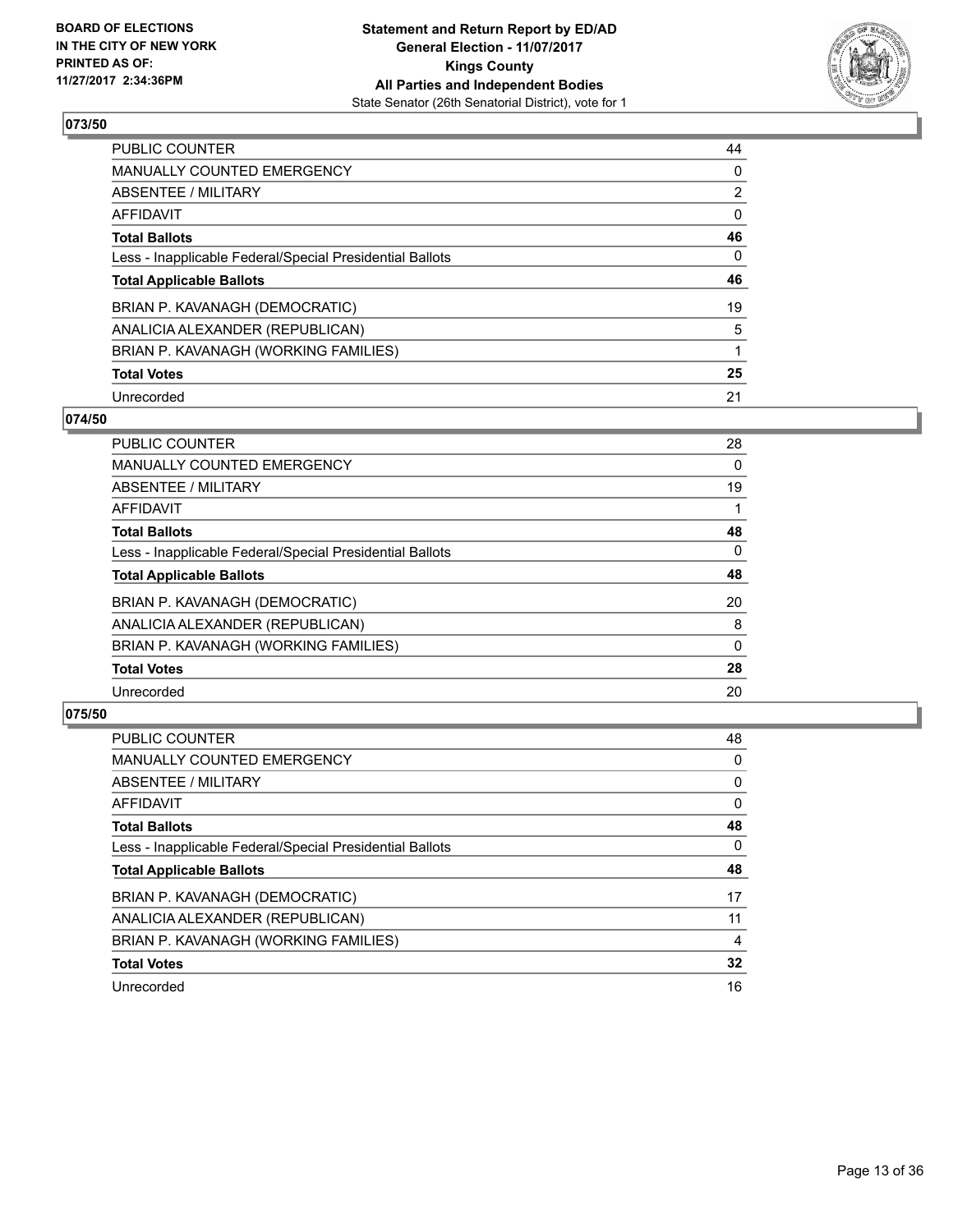BOARD OF ELECTIONS
IN THE CITY OF NEW YORK
PRINTED AS OF:
11/27/2017 2:34:36PM

**Statement and Return Report by ED/AD**
**General Election - 11/07/2017**
**Kings County**
**All Parties and Independent Bodies**
State Senator (26th Senatorial District), vote for 1

### 073/50

| | |
|---|---|
| PUBLIC COUNTER | 44 |
| MANUALLY COUNTED EMERGENCY | 0 |
| ABSENTEE / MILITARY | 2 |
| AFFIDAVIT | 0 |
| **Total Ballots** | **46** |
| Less - Inapplicable Federal/Special Presidential Ballots | 0 |
| **Total Applicable Ballots** | **46** |
| BRIAN P. KAVANAGH (DEMOCRATIC) | 19 |
| ANALICIA ALEXANDER (REPUBLICAN) | 5 |
| BRIAN P. KAVANAGH (WORKING FAMILIES) | 1 |
| **Total Votes** | **25** |
| Unrecorded | 21 |

### 074/50

| | |
|---|---|
| PUBLIC COUNTER | 28 |
| MANUALLY COUNTED EMERGENCY | 0 |
| ABSENTEE / MILITARY | 19 |
| AFFIDAVIT | 1 |
| **Total Ballots** | **48** |
| Less - Inapplicable Federal/Special Presidential Ballots | 0 |
| **Total Applicable Ballots** | **48** |
| BRIAN P. KAVANAGH (DEMOCRATIC) | 20 |
| ANALICIA ALEXANDER (REPUBLICAN) | 8 |
| BRIAN P. KAVANAGH (WORKING FAMILIES) | 0 |
| **Total Votes** | **28** |
| Unrecorded | 20 |

### 075/50

| | |
|---|---|
| PUBLIC COUNTER | 48 |
| MANUALLY COUNTED EMERGENCY | 0 |
| ABSENTEE / MILITARY | 0 |
| AFFIDAVIT | 0 |
| **Total Ballots** | **48** |
| Less - Inapplicable Federal/Special Presidential Ballots | 0 |
| **Total Applicable Ballots** | **48** |
| BRIAN P. KAVANAGH (DEMOCRATIC) | 17 |
| ANALICIA ALEXANDER (REPUBLICAN) | 11 |
| BRIAN P. KAVANAGH (WORKING FAMILIES) | 4 |
| **Total Votes** | **32** |
| Unrecorded | 16 |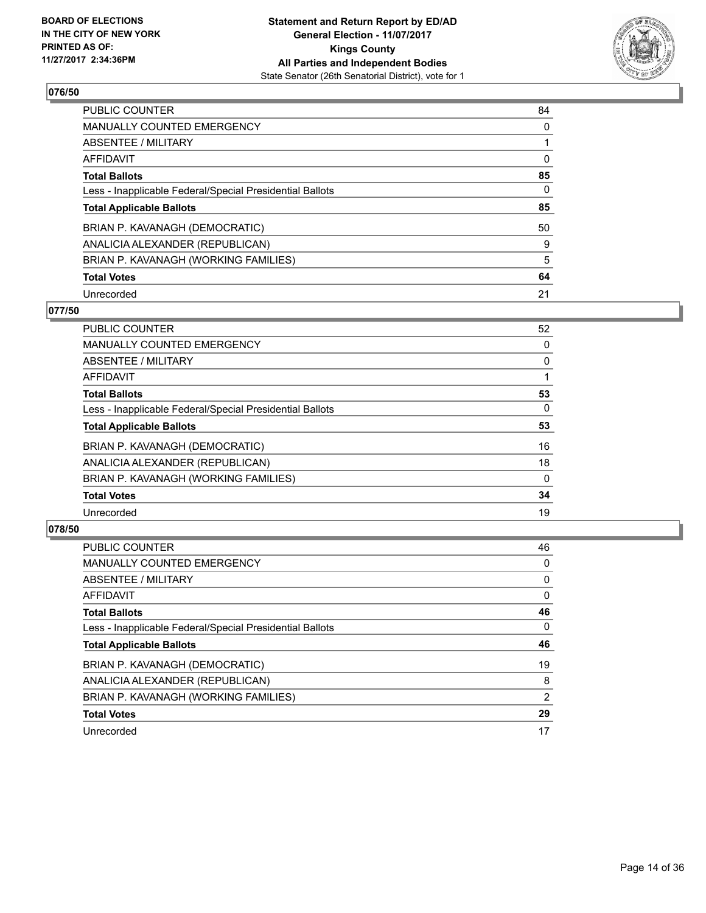**Statement and Return Report by ED/AD**
**General Election - 11/07/2017**
**Kings County**
**All Parties and Independent Bodies**
State Senator (26th Senatorial District), vote for 1

BOARD OF ELECTIONS
IN THE CITY OF NEW YORK
PRINTED AS OF:
11/27/2017 2:34:36PM

## 076/50

| | |
|---|---|
| PUBLIC COUNTER | 84 |
| MANUALLY COUNTED EMERGENCY | 0 |
| ABSENTEE / MILITARY | 1 |
| AFFIDAVIT | 0 |
| **Total Ballots** | **85** |
| Less - Inapplicable Federal/Special Presidential Ballots | 0 |
| **Total Applicable Ballots** | **85** |
| BRIAN P. KAVANAGH (DEMOCRATIC) | 50 |
| ANALICIA ALEXANDER (REPUBLICAN) | 9 |
| BRIAN P. KAVANAGH (WORKING FAMILIES) | 5 |
| **Total Votes** | **64** |
| Unrecorded | 21 |

## 077/50

| | |
|---|---|
| PUBLIC COUNTER | 52 |
| MANUALLY COUNTED EMERGENCY | 0 |
| ABSENTEE / MILITARY | 0 |
| AFFIDAVIT | 1 |
| **Total Ballots** | **53** |
| Less - Inapplicable Federal/Special Presidential Ballots | 0 |
| **Total Applicable Ballots** | **53** |
| BRIAN P. KAVANAGH (DEMOCRATIC) | 16 |
| ANALICIA ALEXANDER (REPUBLICAN) | 18 |
| BRIAN P. KAVANAGH (WORKING FAMILIES) | 0 |
| **Total Votes** | **34** |
| Unrecorded | 19 |

## 078/50

| | |
|---|---|
| PUBLIC COUNTER | 46 |
| MANUALLY COUNTED EMERGENCY | 0 |
| ABSENTEE / MILITARY | 0 |
| AFFIDAVIT | 0 |
| **Total Ballots** | **46** |
| Less - Inapplicable Federal/Special Presidential Ballots | 0 |
| **Total Applicable Ballots** | **46** |
| BRIAN P. KAVANAGH (DEMOCRATIC) | 19 |
| ANALICIA ALEXANDER (REPUBLICAN) | 8 |
| BRIAN P. KAVANAGH (WORKING FAMILIES) | 2 |
| **Total Votes** | **29** |
| Unrecorded | 17 |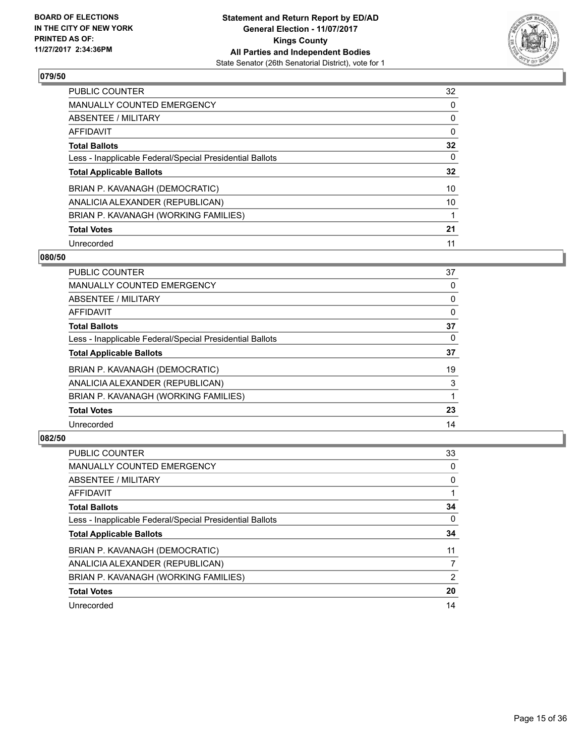**Statement and Return Report by ED/AD**
**General Election - 11/07/2017**
**Kings County**
**All Parties and Independent Bodies**
State Senator (26th Senatorial District), vote for 1

BOARD OF ELECTIONS IN THE CITY OF NEW YORK PRINTED AS OF: 11/27/2017 2:34:36PM

### 079/50

| | |
|---|---|
| PUBLIC COUNTER | 32 |
| MANUALLY COUNTED EMERGENCY | 0 |
| ABSENTEE / MILITARY | 0 |
| AFFIDAVIT | 0 |
| **Total Ballots** | **32** |
| Less - Inapplicable Federal/Special Presidential Ballots | 0 |
| **Total Applicable Ballots** | **32** |
| BRIAN P. KAVANAGH (DEMOCRATIC) | 10 |
| ANALICIA ALEXANDER (REPUBLICAN) | 10 |
| BRIAN P. KAVANAGH (WORKING FAMILIES) | 1 |
| **Total Votes** | **21** |
| Unrecorded | 11 |

### 080/50

| | |
|---|---|
| PUBLIC COUNTER | 37 |
| MANUALLY COUNTED EMERGENCY | 0 |
| ABSENTEE / MILITARY | 0 |
| AFFIDAVIT | 0 |
| **Total Ballots** | **37** |
| Less - Inapplicable Federal/Special Presidential Ballots | 0 |
| **Total Applicable Ballots** | **37** |
| BRIAN P. KAVANAGH (DEMOCRATIC) | 19 |
| ANALICIA ALEXANDER (REPUBLICAN) | 3 |
| BRIAN P. KAVANAGH (WORKING FAMILIES) | 1 |
| **Total Votes** | **23** |
| Unrecorded | 14 |

### 082/50

| | |
|---|---|
| PUBLIC COUNTER | 33 |
| MANUALLY COUNTED EMERGENCY | 0 |
| ABSENTEE / MILITARY | 0 |
| AFFIDAVIT | 1 |
| **Total Ballots** | **34** |
| Less - Inapplicable Federal/Special Presidential Ballots | 0 |
| **Total Applicable Ballots** | **34** |
| BRIAN P. KAVANAGH (DEMOCRATIC) | 11 |
| ANALICIA ALEXANDER (REPUBLICAN) | 7 |
| BRIAN P. KAVANAGH (WORKING FAMILIES) | 2 |
| **Total Votes** | **20** |
| Unrecorded | 14 |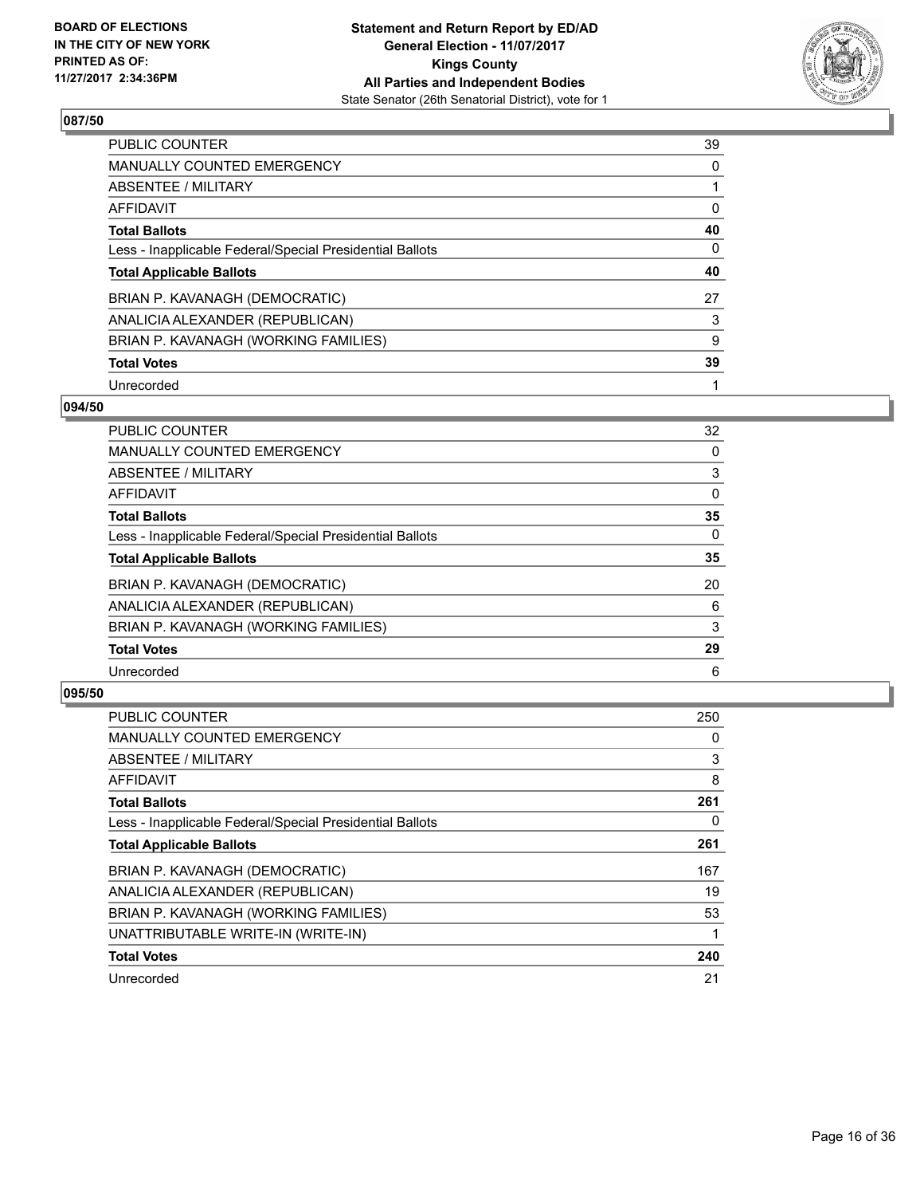**BOARD OF ELECTIONS IN THE CITY OF NEW YORK PRINTED AS OF: 11/27/2017 2:34:36PM**

**Statement and Return Report by ED/AD**
**General Election - 11/07/2017**
**Kings County**
**All Parties and Independent Bodies**
State Senator (26th Senatorial District), vote for 1

### 087/50

| | |
|---|---|
| PUBLIC COUNTER | 39 |
| MANUALLY COUNTED EMERGENCY | 0 |
| ABSENTEE / MILITARY | 1 |
| AFFIDAVIT | 0 |
| **Total Ballots** | **40** |
| Less - Inapplicable Federal/Special Presidential Ballots | 0 |
| **Total Applicable Ballots** | **40** |
| BRIAN P. KAVANAGH (DEMOCRATIC) | 27 |
| ANALICIA ALEXANDER (REPUBLICAN) | 3 |
| BRIAN P. KAVANAGH (WORKING FAMILIES) | 9 |
| **Total Votes** | **39** |
| Unrecorded | 1 |

### 094/50

| | |
|---|---|
| PUBLIC COUNTER | 32 |
| MANUALLY COUNTED EMERGENCY | 0 |
| ABSENTEE / MILITARY | 3 |
| AFFIDAVIT | 0 |
| **Total Ballots** | **35** |
| Less - Inapplicable Federal/Special Presidential Ballots | 0 |
| **Total Applicable Ballots** | **35** |
| BRIAN P. KAVANAGH (DEMOCRATIC) | 20 |
| ANALICIA ALEXANDER (REPUBLICAN) | 6 |
| BRIAN P. KAVANAGH (WORKING FAMILIES) | 3 |
| **Total Votes** | **29** |
| Unrecorded | 6 |

### 095/50

| | |
|---|---|
| PUBLIC COUNTER | 250 |
| MANUALLY COUNTED EMERGENCY | 0 |
| ABSENTEE / MILITARY | 3 |
| AFFIDAVIT | 8 |
| **Total Ballots** | **261** |
| Less - Inapplicable Federal/Special Presidential Ballots | 0 |
| **Total Applicable Ballots** | **261** |
| BRIAN P. KAVANAGH (DEMOCRATIC) | 167 |
| ANALICIA ALEXANDER (REPUBLICAN) | 19 |
| BRIAN P. KAVANAGH (WORKING FAMILIES) | 53 |
| UNATTRIBUTABLE WRITE-IN (WRITE-IN) | 1 |
| **Total Votes** | **240** |
| Unrecorded | 21 |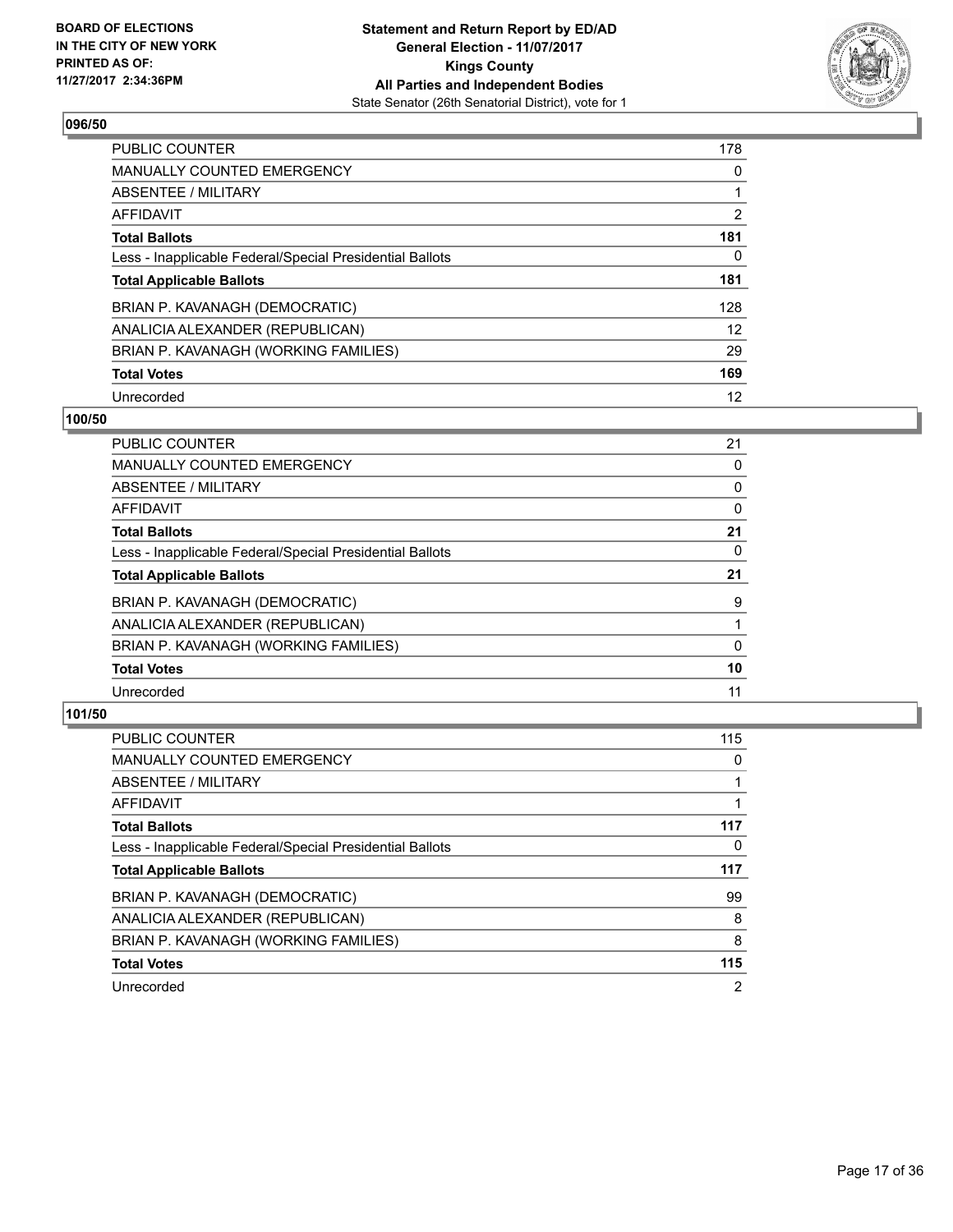**BOARD OF ELECTIONS IN THE CITY OF NEW YORK PRINTED AS OF: 11/27/2017 2:34:36PM**

**Statement and Return Report by ED/AD**
**General Election - 11/07/2017**
**Kings County**
**All Parties and Independent Bodies**
State Senator (26th Senatorial District), vote for 1

### 096/50

| | |
|---|---|
| PUBLIC COUNTER | 178 |
| MANUALLY COUNTED EMERGENCY | 0 |
| ABSENTEE / MILITARY | 1 |
| AFFIDAVIT | 2 |
| **Total Ballots** | **181** |
| Less - Inapplicable Federal/Special Presidential Ballots | 0 |
| **Total Applicable Ballots** | **181** |
| BRIAN P. KAVANAGH (DEMOCRATIC) | 128 |
| ANALICIA ALEXANDER (REPUBLICAN) | 12 |
| BRIAN P. KAVANAGH (WORKING FAMILIES) | 29 |
| **Total Votes** | **169** |
| Unrecorded | 12 |

### 100/50

| | |
|---|---|
| PUBLIC COUNTER | 21 |
| MANUALLY COUNTED EMERGENCY | 0 |
| ABSENTEE / MILITARY | 0 |
| AFFIDAVIT | 0 |
| **Total Ballots** | **21** |
| Less - Inapplicable Federal/Special Presidential Ballots | 0 |
| **Total Applicable Ballots** | **21** |
| BRIAN P. KAVANAGH (DEMOCRATIC) | 9 |
| ANALICIA ALEXANDER (REPUBLICAN) | 1 |
| BRIAN P. KAVANAGH (WORKING FAMILIES) | 0 |
| **Total Votes** | **10** |
| Unrecorded | 11 |

### 101/50

| | |
|---|---|
| PUBLIC COUNTER | 115 |
| MANUALLY COUNTED EMERGENCY | 0 |
| ABSENTEE / MILITARY | 1 |
| AFFIDAVIT | 1 |
| **Total Ballots** | **117** |
| Less - Inapplicable Federal/Special Presidential Ballots | 0 |
| **Total Applicable Ballots** | **117** |
| BRIAN P. KAVANAGH (DEMOCRATIC) | 99 |
| ANALICIA ALEXANDER (REPUBLICAN) | 8 |
| BRIAN P. KAVANAGH (WORKING FAMILIES) | 8 |
| **Total Votes** | **115** |
| Unrecorded | 2 |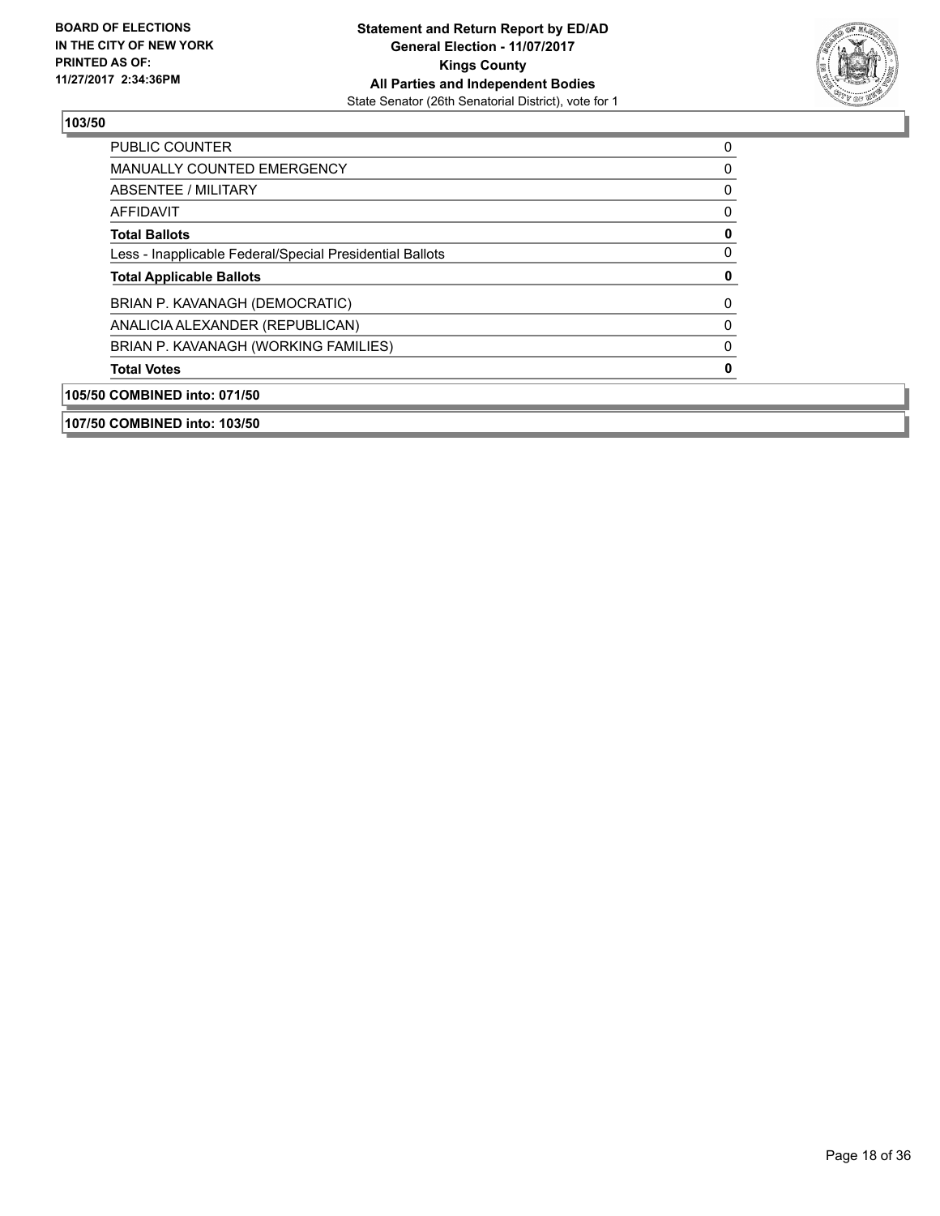BOARD OF ELECTIONS
IN THE CITY OF NEW YORK
PRINTED AS OF:
11/27/2017 2:34:36PM

**Statement and Return Report by ED/AD**
**General Election - 11/07/2017**
**Kings County**
**All Parties and Independent Bodies**
State Senator (26th Senatorial District), vote for 1

## 103/50

| | |
|---|---|
| PUBLIC COUNTER | 0 |
| MANUALLY COUNTED EMERGENCY | 0 |
| ABSENTEE / MILITARY | 0 |
| AFFIDAVIT | 0 |
| **Total Ballots** | **0** |
| Less - Inapplicable Federal/Special Presidential Ballots | 0 |
| **Total Applicable Ballots** | **0** |
| BRIAN P. KAVANAGH (DEMOCRATIC) | 0 |
| ANALICIA ALEXANDER (REPUBLICAN) | 0 |
| BRIAN P. KAVANAGH (WORKING FAMILIES) | 0 |
| **Total Votes** | **0** |

## 105/50 COMBINED into: 071/50

## 107/50 COMBINED into: 103/50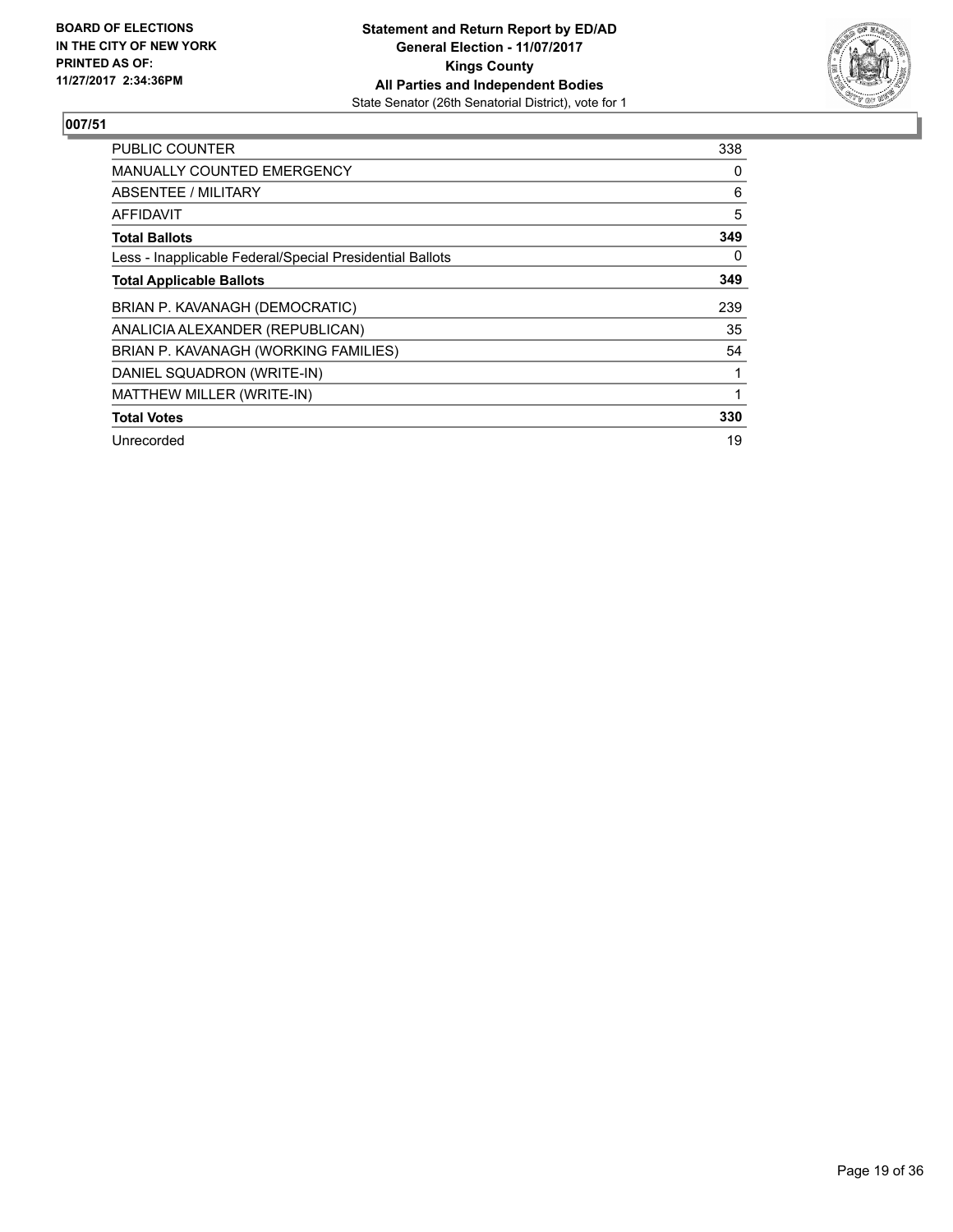BOARD OF ELECTIONS
IN THE CITY OF NEW YORK
PRINTED AS OF:
11/27/2017 2:34:36PM

**Statement and Return Report by ED/AD**
**General Election - 11/07/2017**
**Kings County**
**All Parties and Independent Bodies**
State Senator (26th Senatorial District), vote for 1

## 007/51

| | |
|---|---|
| PUBLIC COUNTER | 338 |
| MANUALLY COUNTED EMERGENCY | 0 |
| ABSENTEE / MILITARY | 6 |
| AFFIDAVIT | 5 |
| **Total Ballots** | **349** |
| Less - Inapplicable Federal/Special Presidential Ballots | 0 |
| **Total Applicable Ballots** | **349** |
| BRIAN P. KAVANAGH (DEMOCRATIC) | 239 |
| ANALICIA ALEXANDER (REPUBLICAN) | 35 |
| BRIAN P. KAVANAGH (WORKING FAMILIES) | 54 |
| DANIEL SQUADRON (WRITE-IN) | 1 |
| MATTHEW MILLER (WRITE-IN) | 1 |
| **Total Votes** | **330** |
| Unrecorded | 19 |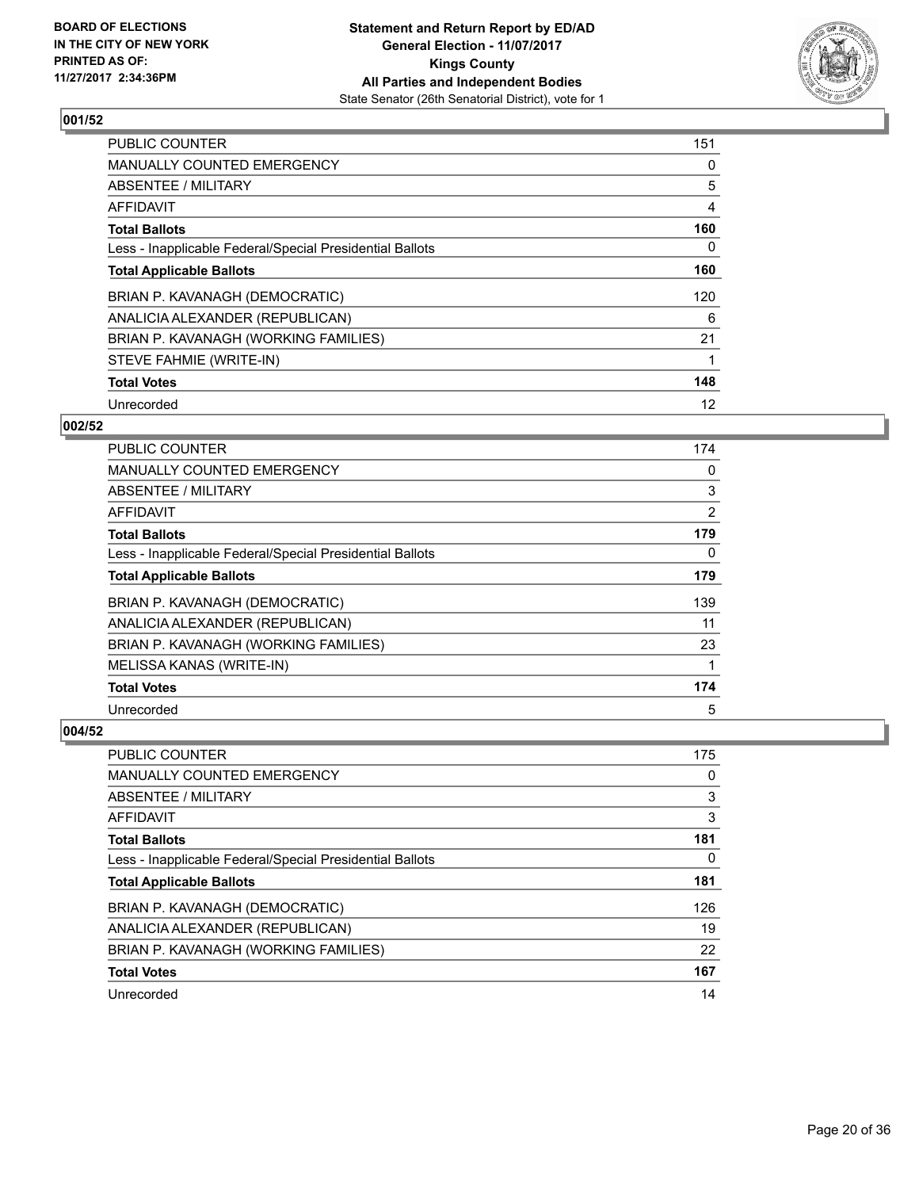BOARD OF ELECTIONS
IN THE CITY OF NEW YORK
PRINTED AS OF:
11/27/2017 2:34:36PM

**Statement and Return Report by ED/AD**
**General Election - 11/07/2017**
**Kings County**
**All Parties and Independent Bodies**
State Senator (26th Senatorial District), vote for 1

### 001/52

| | |
|---|---|
| PUBLIC COUNTER | 151 |
| MANUALLY COUNTED EMERGENCY | 0 |
| ABSENTEE / MILITARY | 5 |
| AFFIDAVIT | 4 |
| **Total Ballots** | **160** |
| Less - Inapplicable Federal/Special Presidential Ballots | 0 |
| **Total Applicable Ballots** | **160** |
| BRIAN P. KAVANAGH (DEMOCRATIC) | 120 |
| ANALICIA ALEXANDER (REPUBLICAN) | 6 |
| BRIAN P. KAVANAGH (WORKING FAMILIES) | 21 |
| STEVE FAHMIE (WRITE-IN) | 1 |
| **Total Votes** | **148** |
| Unrecorded | 12 |

### 002/52

| | |
|---|---|
| PUBLIC COUNTER | 174 |
| MANUALLY COUNTED EMERGENCY | 0 |
| ABSENTEE / MILITARY | 3 |
| AFFIDAVIT | 2 |
| **Total Ballots** | **179** |
| Less - Inapplicable Federal/Special Presidential Ballots | 0 |
| **Total Applicable Ballots** | **179** |
| BRIAN P. KAVANAGH (DEMOCRATIC) | 139 |
| ANALICIA ALEXANDER (REPUBLICAN) | 11 |
| BRIAN P. KAVANAGH (WORKING FAMILIES) | 23 |
| MELISSA KANAS (WRITE-IN) | 1 |
| **Total Votes** | **174** |
| Unrecorded | 5 |

### 004/52

| | |
|---|---|
| PUBLIC COUNTER | 175 |
| MANUALLY COUNTED EMERGENCY | 0 |
| ABSENTEE / MILITARY | 3 |
| AFFIDAVIT | 3 |
| **Total Ballots** | **181** |
| Less - Inapplicable Federal/Special Presidential Ballots | 0 |
| **Total Applicable Ballots** | **181** |
| BRIAN P. KAVANAGH (DEMOCRATIC) | 126 |
| ANALICIA ALEXANDER (REPUBLICAN) | 19 |
| BRIAN P. KAVANAGH (WORKING FAMILIES) | 22 |
| **Total Votes** | **167** |
| Unrecorded | 14 |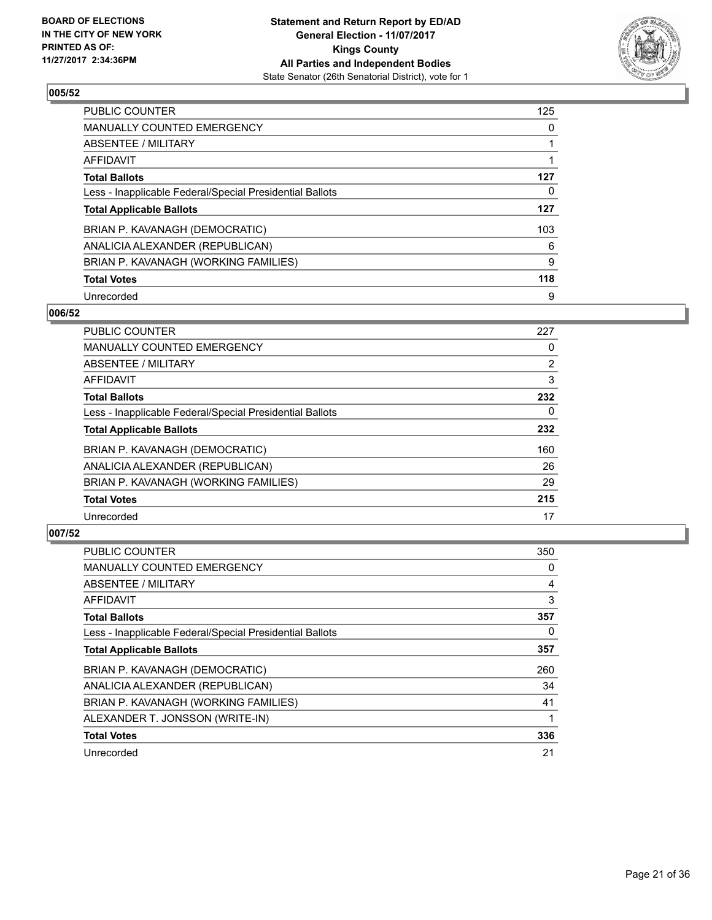**BOARD OF ELECTIONS IN THE CITY OF NEW YORK PRINTED AS OF: 11/27/2017 2:34:36PM**

**Statement and Return Report by ED/AD General Election - 11/07/2017 Kings County All Parties and Independent Bodies**
State Senator (26th Senatorial District), vote for 1

### 005/52

| | |
|---|---|
| PUBLIC COUNTER | 125 |
| MANUALLY COUNTED EMERGENCY | 0 |
| ABSENTEE / MILITARY | 1 |
| AFFIDAVIT | 1 |
| **Total Ballots** | **127** |
| Less - Inapplicable Federal/Special Presidential Ballots | 0 |
| **Total Applicable Ballots** | **127** |
| BRIAN P. KAVANAGH (DEMOCRATIC) | 103 |
| ANALICIA ALEXANDER (REPUBLICAN) | 6 |
| BRIAN P. KAVANAGH (WORKING FAMILIES) | 9 |
| **Total Votes** | **118** |
| Unrecorded | 9 |

### 006/52

| | |
|---|---|
| PUBLIC COUNTER | 227 |
| MANUALLY COUNTED EMERGENCY | 0 |
| ABSENTEE / MILITARY | 2 |
| AFFIDAVIT | 3 |
| **Total Ballots** | **232** |
| Less - Inapplicable Federal/Special Presidential Ballots | 0 |
| **Total Applicable Ballots** | **232** |
| BRIAN P. KAVANAGH (DEMOCRATIC) | 160 |
| ANALICIA ALEXANDER (REPUBLICAN) | 26 |
| BRIAN P. KAVANAGH (WORKING FAMILIES) | 29 |
| **Total Votes** | **215** |
| Unrecorded | 17 |

### 007/52

| | |
|---|---|
| PUBLIC COUNTER | 350 |
| MANUALLY COUNTED EMERGENCY | 0 |
| ABSENTEE / MILITARY | 4 |
| AFFIDAVIT | 3 |
| **Total Ballots** | **357** |
| Less - Inapplicable Federal/Special Presidential Ballots | 0 |
| **Total Applicable Ballots** | **357** |
| BRIAN P. KAVANAGH (DEMOCRATIC) | 260 |
| ANALICIA ALEXANDER (REPUBLICAN) | 34 |
| BRIAN P. KAVANAGH (WORKING FAMILIES) | 41 |
| ALEXANDER T. JONSSON (WRITE-IN) | 1 |
| **Total Votes** | **336** |
| Unrecorded | 21 |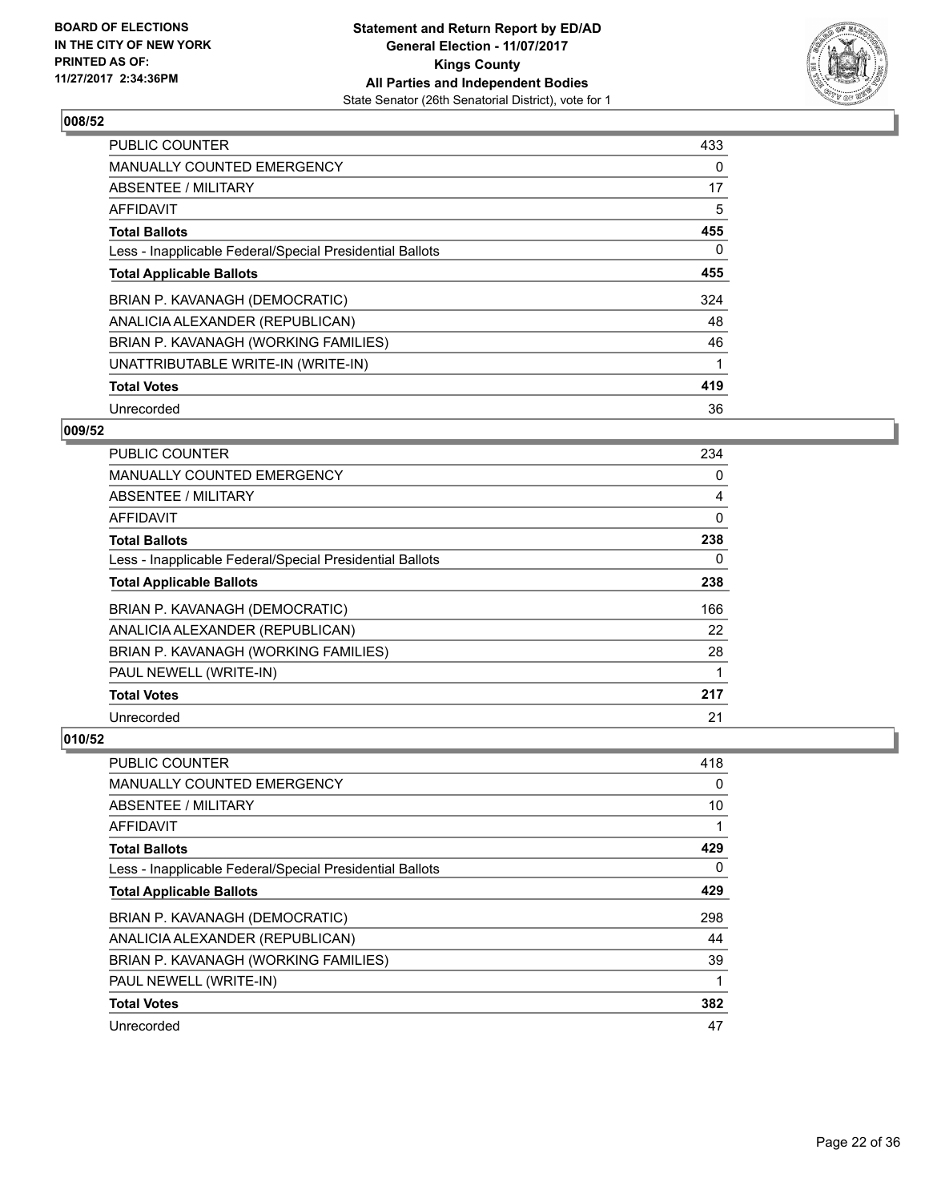**BOARD OF ELECTIONS IN THE CITY OF NEW YORK PRINTED AS OF: 11/27/2017 2:34:36PM**

**Statement and Return Report by ED/AD General Election - 11/07/2017 Kings County All Parties and Independent Bodies**
State Senator (26th Senatorial District), vote for 1

## 008/52

| | |
|---|---|
| PUBLIC COUNTER | 433 |
| MANUALLY COUNTED EMERGENCY | 0 |
| ABSENTEE / MILITARY | 17 |
| AFFIDAVIT | 5 |
| **Total Ballots** | **455** |
| Less - Inapplicable Federal/Special Presidential Ballots | 0 |
| **Total Applicable Ballots** | **455** |
| BRIAN P. KAVANAGH (DEMOCRATIC) | 324 |
| ANALICIA ALEXANDER (REPUBLICAN) | 48 |
| BRIAN P. KAVANAGH (WORKING FAMILIES) | 46 |
| UNATTRIBUTABLE WRITE-IN (WRITE-IN) | 1 |
| **Total Votes** | **419** |
| Unrecorded | 36 |

## 009/52

| | |
|---|---|
| PUBLIC COUNTER | 234 |
| MANUALLY COUNTED EMERGENCY | 0 |
| ABSENTEE / MILITARY | 4 |
| AFFIDAVIT | 0 |
| **Total Ballots** | **238** |
| Less - Inapplicable Federal/Special Presidential Ballots | 0 |
| **Total Applicable Ballots** | **238** |
| BRIAN P. KAVANAGH (DEMOCRATIC) | 166 |
| ANALICIA ALEXANDER (REPUBLICAN) | 22 |
| BRIAN P. KAVANAGH (WORKING FAMILIES) | 28 |
| PAUL NEWELL (WRITE-IN) | 1 |
| **Total Votes** | **217** |
| Unrecorded | 21 |

## 010/52

| | |
|---|---|
| PUBLIC COUNTER | 418 |
| MANUALLY COUNTED EMERGENCY | 0 |
| ABSENTEE / MILITARY | 10 |
| AFFIDAVIT | 1 |
| **Total Ballots** | **429** |
| Less - Inapplicable Federal/Special Presidential Ballots | 0 |
| **Total Applicable Ballots** | **429** |
| BRIAN P. KAVANAGH (DEMOCRATIC) | 298 |
| ANALICIA ALEXANDER (REPUBLICAN) | 44 |
| BRIAN P. KAVANAGH (WORKING FAMILIES) | 39 |
| PAUL NEWELL (WRITE-IN) | 1 |
| **Total Votes** | **382** |
| Unrecorded | 47 |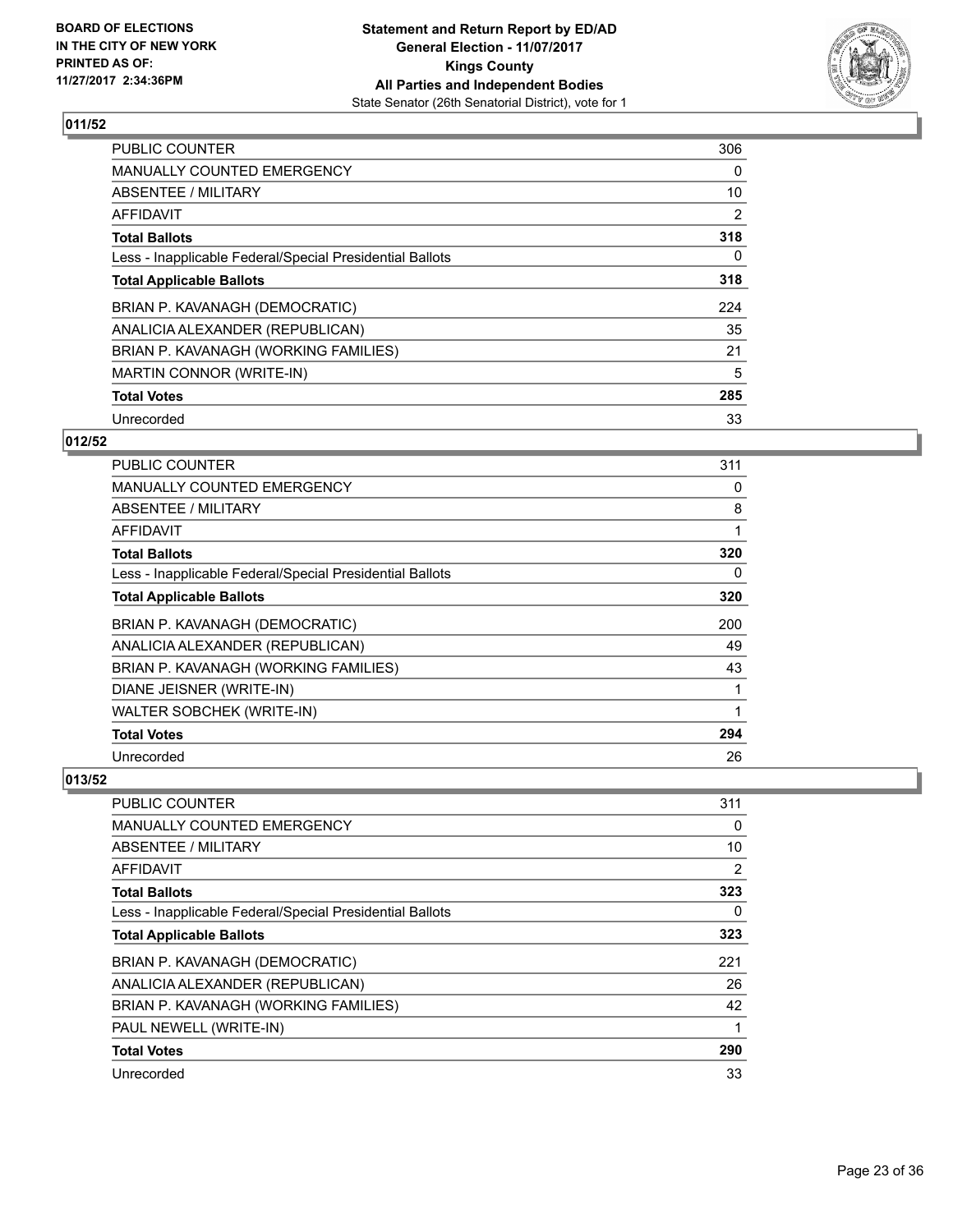BOARD OF ELECTIONS
IN THE CITY OF NEW YORK
PRINTED AS OF:
11/27/2017 2:34:36PM

**Statement and Return Report by ED/AD**
**General Election - 11/07/2017**
**Kings County**
**All Parties and Independent Bodies**
State Senator (26th Senatorial District), vote for 1

### 011/52

| | |
|---|---|
| PUBLIC COUNTER | 306 |
| MANUALLY COUNTED EMERGENCY | 0 |
| ABSENTEE / MILITARY | 10 |
| AFFIDAVIT | 2 |
| **Total Ballots** | **318** |
| Less - Inapplicable Federal/Special Presidential Ballots | 0 |
| **Total Applicable Ballots** | **318** |
| BRIAN P. KAVANAGH (DEMOCRATIC) | 224 |
| ANALICIA ALEXANDER (REPUBLICAN) | 35 |
| BRIAN P. KAVANAGH (WORKING FAMILIES) | 21 |
| MARTIN CONNOR (WRITE-IN) | 5 |
| **Total Votes** | **285** |
| Unrecorded | 33 |

### 012/52

| | |
|---|---|
| PUBLIC COUNTER | 311 |
| MANUALLY COUNTED EMERGENCY | 0 |
| ABSENTEE / MILITARY | 8 |
| AFFIDAVIT | 1 |
| **Total Ballots** | **320** |
| Less - Inapplicable Federal/Special Presidential Ballots | 0 |
| **Total Applicable Ballots** | **320** |
| BRIAN P. KAVANAGH (DEMOCRATIC) | 200 |
| ANALICIA ALEXANDER (REPUBLICAN) | 49 |
| BRIAN P. KAVANAGH (WORKING FAMILIES) | 43 |
| DIANE JEISNER (WRITE-IN) | 1 |
| WALTER SOBCHEK (WRITE-IN) | 1 |
| **Total Votes** | **294** |
| Unrecorded | 26 |

### 013/52

| | |
|---|---|
| PUBLIC COUNTER | 311 |
| MANUALLY COUNTED EMERGENCY | 0 |
| ABSENTEE / MILITARY | 10 |
| AFFIDAVIT | 2 |
| **Total Ballots** | **323** |
| Less - Inapplicable Federal/Special Presidential Ballots | 0 |
| **Total Applicable Ballots** | **323** |
| BRIAN P. KAVANAGH (DEMOCRATIC) | 221 |
| ANALICIA ALEXANDER (REPUBLICAN) | 26 |
| BRIAN P. KAVANAGH (WORKING FAMILIES) | 42 |
| PAUL NEWELL (WRITE-IN) | 1 |
| **Total Votes** | **290** |
| Unrecorded | 33 |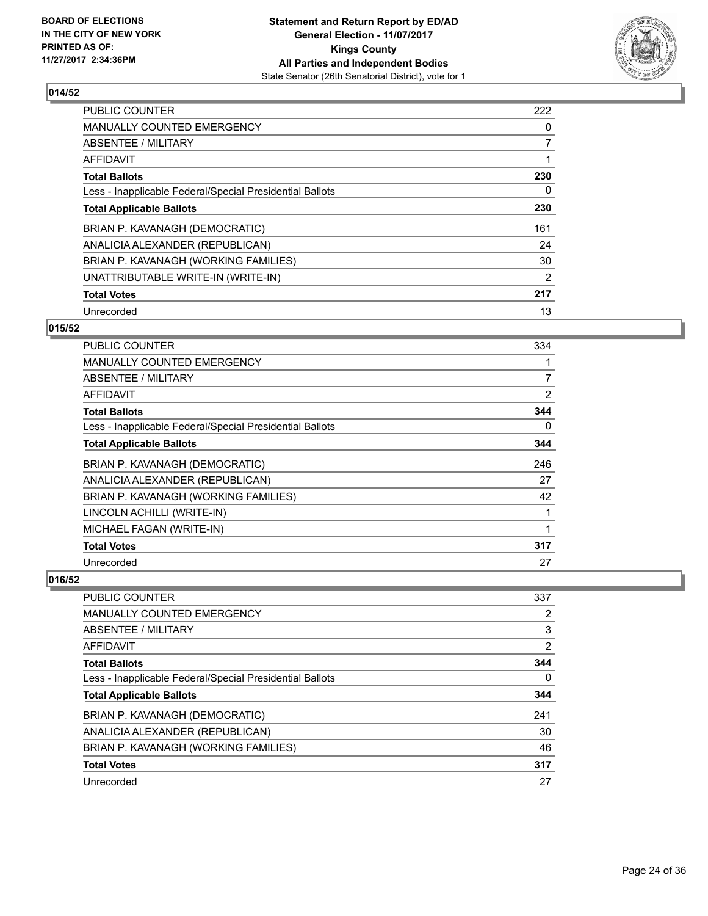BOARD OF ELECTIONS
IN THE CITY OF NEW YORK
PRINTED AS OF:
11/27/2017 2:34:36PM

**Statement and Return Report by ED/AD**
**General Election - 11/07/2017**
**Kings County**
**All Parties and Independent Bodies**
State Senator (26th Senatorial District), vote for 1

### 014/52

| | |
|---|---|
| PUBLIC COUNTER | 222 |
| MANUALLY COUNTED EMERGENCY | 0 |
| ABSENTEE / MILITARY | 7 |
| AFFIDAVIT | 1 |
| **Total Ballots** | **230** |
| Less - Inapplicable Federal/Special Presidential Ballots | 0 |
| **Total Applicable Ballots** | **230** |
| BRIAN P. KAVANAGH (DEMOCRATIC) | 161 |
| ANALICIA ALEXANDER (REPUBLICAN) | 24 |
| BRIAN P. KAVANAGH (WORKING FAMILIES) | 30 |
| UNATTRIBUTABLE WRITE-IN (WRITE-IN) | 2 |
| **Total Votes** | **217** |
| Unrecorded | 13 |

### 015/52

| | |
|---|---|
| PUBLIC COUNTER | 334 |
| MANUALLY COUNTED EMERGENCY | 1 |
| ABSENTEE / MILITARY | 7 |
| AFFIDAVIT | 2 |
| **Total Ballots** | **344** |
| Less - Inapplicable Federal/Special Presidential Ballots | 0 |
| **Total Applicable Ballots** | **344** |
| BRIAN P. KAVANAGH (DEMOCRATIC) | 246 |
| ANALICIA ALEXANDER (REPUBLICAN) | 27 |
| BRIAN P. KAVANAGH (WORKING FAMILIES) | 42 |
| LINCOLN ACHILLI (WRITE-IN) | 1 |
| MICHAEL FAGAN (WRITE-IN) | 1 |
| **Total Votes** | **317** |
| Unrecorded | 27 |

### 016/52

| | |
|---|---|
| PUBLIC COUNTER | 337 |
| MANUALLY COUNTED EMERGENCY | 2 |
| ABSENTEE / MILITARY | 3 |
| AFFIDAVIT | 2 |
| **Total Ballots** | **344** |
| Less - Inapplicable Federal/Special Presidential Ballots | 0 |
| **Total Applicable Ballots** | **344** |
| BRIAN P. KAVANAGH (DEMOCRATIC) | 241 |
| ANALICIA ALEXANDER (REPUBLICAN) | 30 |
| BRIAN P. KAVANAGH (WORKING FAMILIES) | 46 |
| **Total Votes** | **317** |
| Unrecorded | 27 |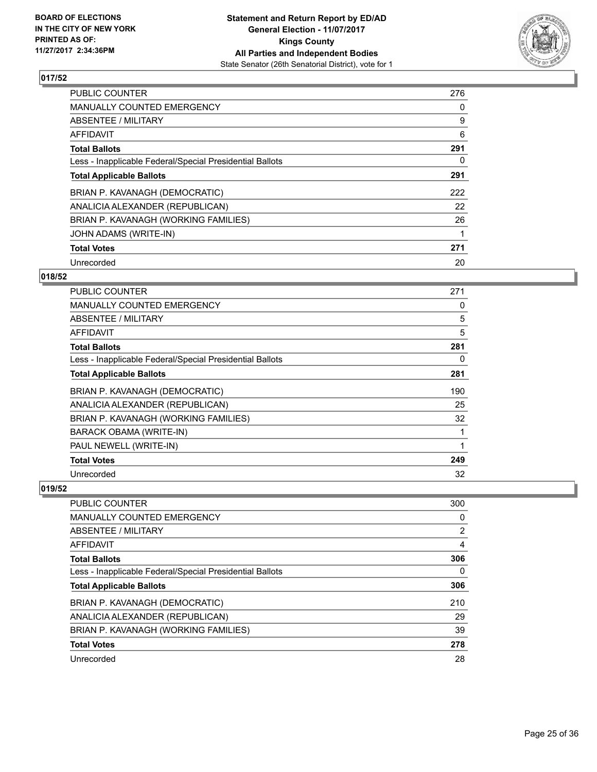**Statement and Return Report by ED/AD**
**General Election - 11/07/2017**
**Kings County**
**All Parties and Independent Bodies**
State Senator (26th Senatorial District), vote for 1

BOARD OF ELECTIONS IN THE CITY OF NEW YORK PRINTED AS OF: 11/27/2017 2:34:36PM

## 017/52

| | |
|---|---|
| PUBLIC COUNTER | 276 |
| MANUALLY COUNTED EMERGENCY | 0 |
| ABSENTEE / MILITARY | 9 |
| AFFIDAVIT | 6 |
| **Total Ballots** | **291** |
| Less - Inapplicable Federal/Special Presidential Ballots | 0 |
| **Total Applicable Ballots** | **291** |
| BRIAN P. KAVANAGH (DEMOCRATIC) | 222 |
| ANALICIA ALEXANDER (REPUBLICAN) | 22 |
| BRIAN P. KAVANAGH (WORKING FAMILIES) | 26 |
| JOHN ADAMS (WRITE-IN) | 1 |
| **Total Votes** | **271** |
| Unrecorded | 20 |

## 018/52

| | |
|---|---|
| PUBLIC COUNTER | 271 |
| MANUALLY COUNTED EMERGENCY | 0 |
| ABSENTEE / MILITARY | 5 |
| AFFIDAVIT | 5 |
| **Total Ballots** | **281** |
| Less - Inapplicable Federal/Special Presidential Ballots | 0 |
| **Total Applicable Ballots** | **281** |
| BRIAN P. KAVANAGH (DEMOCRATIC) | 190 |
| ANALICIA ALEXANDER (REPUBLICAN) | 25 |
| BRIAN P. KAVANAGH (WORKING FAMILIES) | 32 |
| BARACK OBAMA (WRITE-IN) | 1 |
| PAUL NEWELL (WRITE-IN) | 1 |
| **Total Votes** | **249** |
| Unrecorded | 32 |

## 019/52

| | |
|---|---|
| PUBLIC COUNTER | 300 |
| MANUALLY COUNTED EMERGENCY | 0 |
| ABSENTEE / MILITARY | 2 |
| AFFIDAVIT | 4 |
| **Total Ballots** | **306** |
| Less - Inapplicable Federal/Special Presidential Ballots | 0 |
| **Total Applicable Ballots** | **306** |
| BRIAN P. KAVANAGH (DEMOCRATIC) | 210 |
| ANALICIA ALEXANDER (REPUBLICAN) | 29 |
| BRIAN P. KAVANAGH (WORKING FAMILIES) | 39 |
| **Total Votes** | **278** |
| Unrecorded | 28 |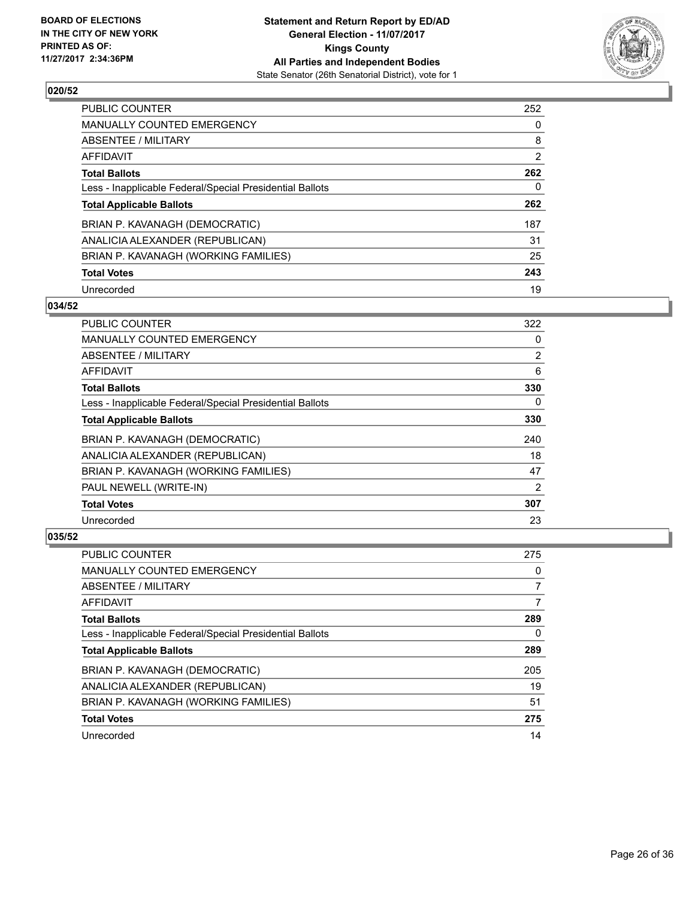**BOARD OF ELECTIONS IN THE CITY OF NEW YORK PRINTED AS OF: 11/27/2017 2:34:36PM**

**Statement and Return Report by ED/AD General Election - 11/07/2017 Kings County All Parties and Independent Bodies**
State Senator (26th Senatorial District), vote for 1

### 020/52

| | |
|---|---|
| PUBLIC COUNTER | 252 |
| MANUALLY COUNTED EMERGENCY | 0 |
| ABSENTEE / MILITARY | 8 |
| AFFIDAVIT | 2 |
| **Total Ballots** | **262** |
| Less - Inapplicable Federal/Special Presidential Ballots | 0 |
| **Total Applicable Ballots** | **262** |
| BRIAN P. KAVANAGH (DEMOCRATIC) | 187 |
| ANALICIA ALEXANDER (REPUBLICAN) | 31 |
| BRIAN P. KAVANAGH (WORKING FAMILIES) | 25 |
| **Total Votes** | **243** |
| Unrecorded | 19 |

### 034/52

| | |
|---|---|
| PUBLIC COUNTER | 322 |
| MANUALLY COUNTED EMERGENCY | 0 |
| ABSENTEE / MILITARY | 2 |
| AFFIDAVIT | 6 |
| **Total Ballots** | **330** |
| Less - Inapplicable Federal/Special Presidential Ballots | 0 |
| **Total Applicable Ballots** | **330** |
| BRIAN P. KAVANAGH (DEMOCRATIC) | 240 |
| ANALICIA ALEXANDER (REPUBLICAN) | 18 |
| BRIAN P. KAVANAGH (WORKING FAMILIES) | 47 |
| PAUL NEWELL (WRITE-IN) | 2 |
| **Total Votes** | **307** |
| Unrecorded | 23 |

### 035/52

| | |
|---|---|
| PUBLIC COUNTER | 275 |
| MANUALLY COUNTED EMERGENCY | 0 |
| ABSENTEE / MILITARY | 7 |
| AFFIDAVIT | 7 |
| **Total Ballots** | **289** |
| Less - Inapplicable Federal/Special Presidential Ballots | 0 |
| **Total Applicable Ballots** | **289** |
| BRIAN P. KAVANAGH (DEMOCRATIC) | 205 |
| ANALICIA ALEXANDER (REPUBLICAN) | 19 |
| BRIAN P. KAVANAGH (WORKING FAMILIES) | 51 |
| **Total Votes** | **275** |
| Unrecorded | 14 |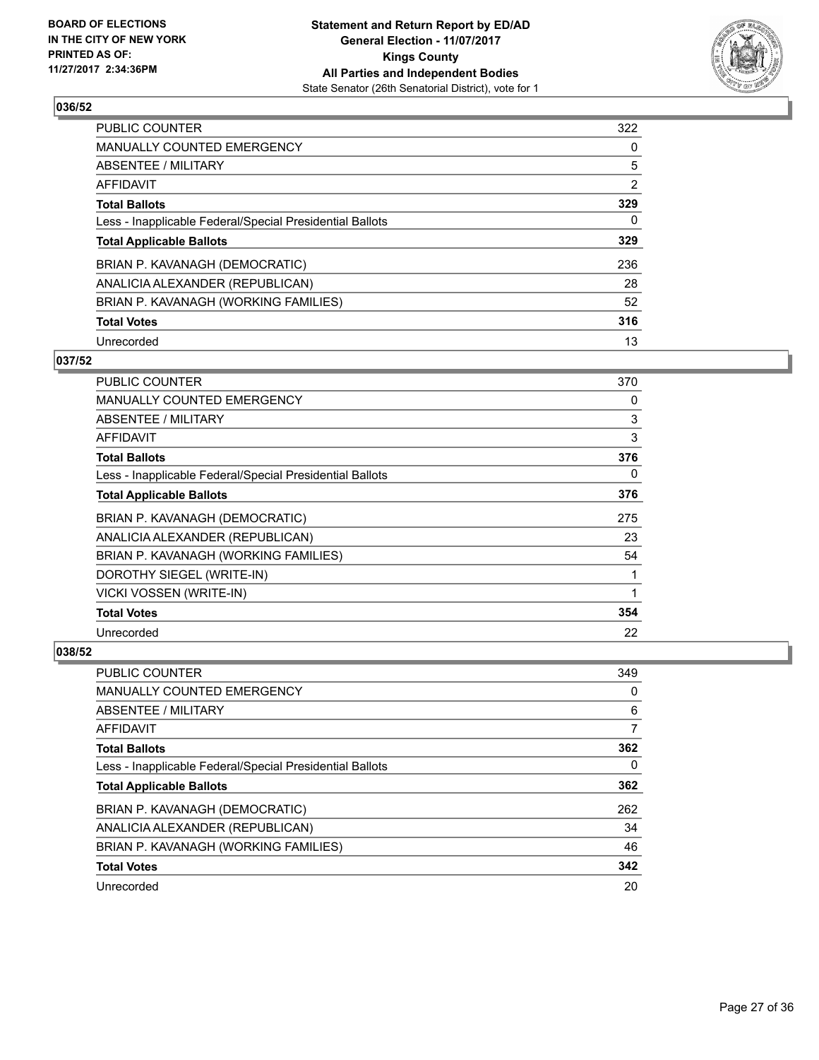**BOARD OF ELECTIONS IN THE CITY OF NEW YORK PRINTED AS OF: 11/27/2017 2:34:36PM**

**Statement and Return Report by ED/AD General Election - 11/07/2017 Kings County All Parties and Independent Bodies**
State Senator (26th Senatorial District), vote for 1

### 036/52

| | |
|---|---|
| PUBLIC COUNTER | 322 |
| MANUALLY COUNTED EMERGENCY | 0 |
| ABSENTEE / MILITARY | 5 |
| AFFIDAVIT | 2 |
| **Total Ballots** | **329** |
| Less - Inapplicable Federal/Special Presidential Ballots | 0 |
| **Total Applicable Ballots** | **329** |
| BRIAN P. KAVANAGH (DEMOCRATIC) | 236 |
| ANALICIA ALEXANDER (REPUBLICAN) | 28 |
| BRIAN P. KAVANAGH (WORKING FAMILIES) | 52 |
| **Total Votes** | **316** |
| Unrecorded | 13 |

### 037/52

| | |
|---|---|
| PUBLIC COUNTER | 370 |
| MANUALLY COUNTED EMERGENCY | 0 |
| ABSENTEE / MILITARY | 3 |
| AFFIDAVIT | 3 |
| **Total Ballots** | **376** |
| Less - Inapplicable Federal/Special Presidential Ballots | 0 |
| **Total Applicable Ballots** | **376** |
| BRIAN P. KAVANAGH (DEMOCRATIC) | 275 |
| ANALICIA ALEXANDER (REPUBLICAN) | 23 |
| BRIAN P. KAVANAGH (WORKING FAMILIES) | 54 |
| DOROTHY SIEGEL (WRITE-IN) | 1 |
| VICKI VOSSEN (WRITE-IN) | 1 |
| **Total Votes** | **354** |
| Unrecorded | 22 |

### 038/52

| | |
|---|---|
| PUBLIC COUNTER | 349 |
| MANUALLY COUNTED EMERGENCY | 0 |
| ABSENTEE / MILITARY | 6 |
| AFFIDAVIT | 7 |
| **Total Ballots** | **362** |
| Less - Inapplicable Federal/Special Presidential Ballots | 0 |
| **Total Applicable Ballots** | **362** |
| BRIAN P. KAVANAGH (DEMOCRATIC) | 262 |
| ANALICIA ALEXANDER (REPUBLICAN) | 34 |
| BRIAN P. KAVANAGH (WORKING FAMILIES) | 46 |
| **Total Votes** | **342** |
| Unrecorded | 20 |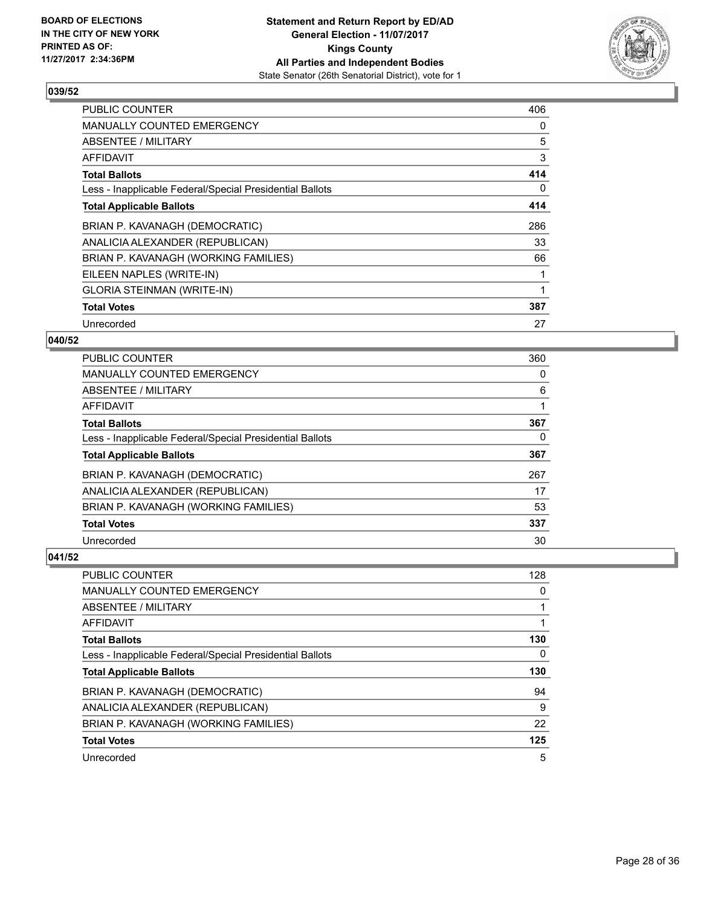**BOARD OF ELECTIONS IN THE CITY OF NEW YORK PRINTED AS OF: 11/27/2017 2:34:36PM**

**Statement and Return Report by ED/AD General Election - 11/07/2017 Kings County All Parties and Independent Bodies**
State Senator (26th Senatorial District), vote for 1

### 039/52

| | |
|---|---|
| PUBLIC COUNTER | 406 |
| MANUALLY COUNTED EMERGENCY | 0 |
| ABSENTEE / MILITARY | 5 |
| AFFIDAVIT | 3 |
| **Total Ballots** | **414** |
| Less - Inapplicable Federal/Special Presidential Ballots | 0 |
| **Total Applicable Ballots** | **414** |
| BRIAN P. KAVANAGH (DEMOCRATIC) | 286 |
| ANALICIA ALEXANDER (REPUBLICAN) | 33 |
| BRIAN P. KAVANAGH (WORKING FAMILIES) | 66 |
| EILEEN NAPLES (WRITE-IN) | 1 |
| GLORIA STEINMAN (WRITE-IN) | 1 |
| **Total Votes** | **387** |
| Unrecorded | 27 |

### 040/52

| | |
|---|---|
| PUBLIC COUNTER | 360 |
| MANUALLY COUNTED EMERGENCY | 0 |
| ABSENTEE / MILITARY | 6 |
| AFFIDAVIT | 1 |
| **Total Ballots** | **367** |
| Less - Inapplicable Federal/Special Presidential Ballots | 0 |
| **Total Applicable Ballots** | **367** |
| BRIAN P. KAVANAGH (DEMOCRATIC) | 267 |
| ANALICIA ALEXANDER (REPUBLICAN) | 17 |
| BRIAN P. KAVANAGH (WORKING FAMILIES) | 53 |
| **Total Votes** | **337** |
| Unrecorded | 30 |

### 041/52

| | |
|---|---|
| PUBLIC COUNTER | 128 |
| MANUALLY COUNTED EMERGENCY | 0 |
| ABSENTEE / MILITARY | 1 |
| AFFIDAVIT | 1 |
| **Total Ballots** | **130** |
| Less - Inapplicable Federal/Special Presidential Ballots | 0 |
| **Total Applicable Ballots** | **130** |
| BRIAN P. KAVANAGH (DEMOCRATIC) | 94 |
| ANALICIA ALEXANDER (REPUBLICAN) | 9 |
| BRIAN P. KAVANAGH (WORKING FAMILIES) | 22 |
| **Total Votes** | **125** |
| Unrecorded | 5 |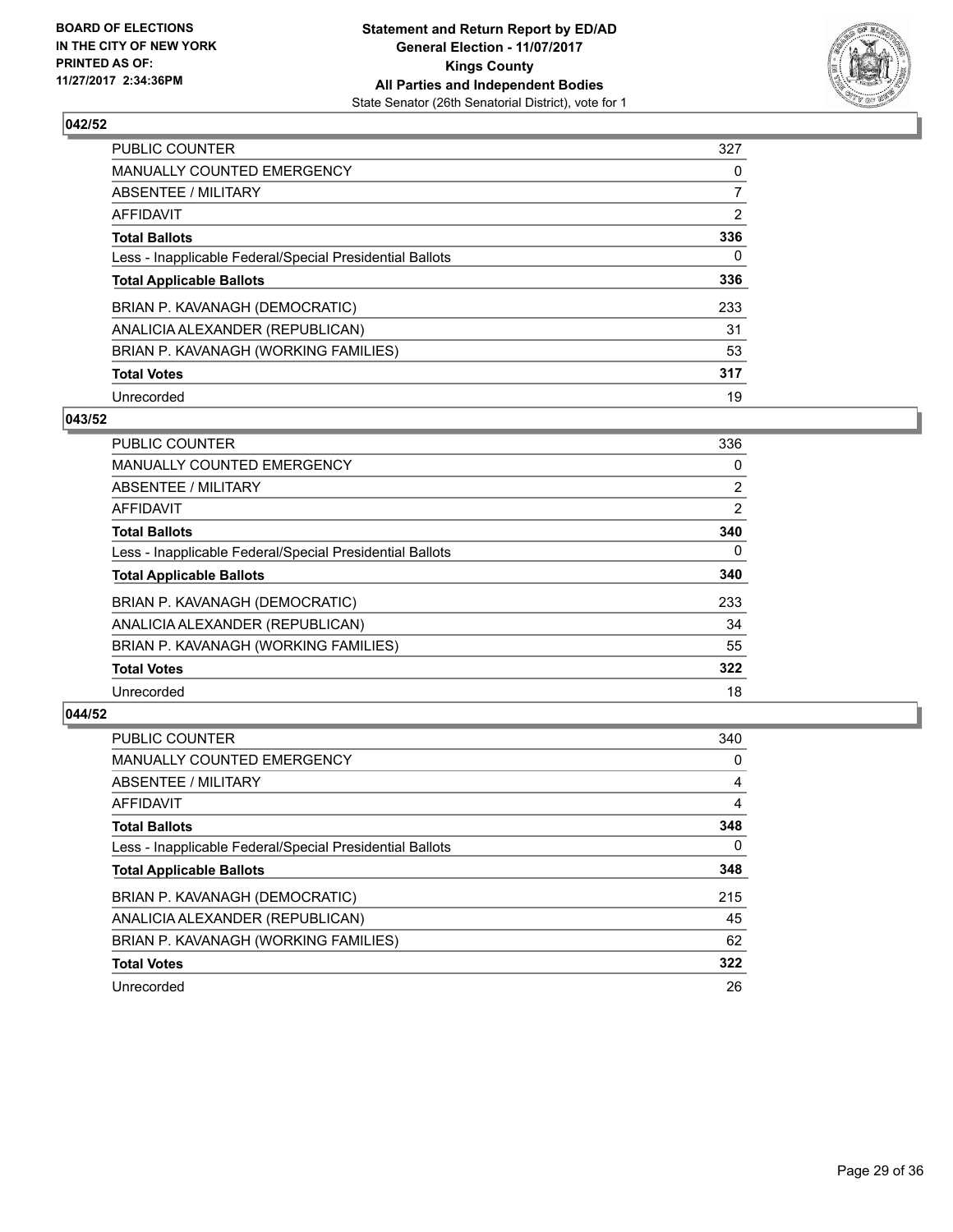BOARD OF ELECTIONS
IN THE CITY OF NEW YORK
PRINTED AS OF:
11/27/2017 2:34:36PM

**Statement and Return Report by ED/AD**
**General Election - 11/07/2017**
**Kings County**
**All Parties and Independent Bodies**
State Senator (26th Senatorial District), vote for 1

### 042/52

| | |
|---|---|
| PUBLIC COUNTER | 327 |
| MANUALLY COUNTED EMERGENCY | 0 |
| ABSENTEE / MILITARY | 7 |
| AFFIDAVIT | 2 |
| **Total Ballots** | **336** |
| Less - Inapplicable Federal/Special Presidential Ballots | 0 |
| **Total Applicable Ballots** | **336** |
| BRIAN P. KAVANAGH (DEMOCRATIC) | 233 |
| ANALICIA ALEXANDER (REPUBLICAN) | 31 |
| BRIAN P. KAVANAGH (WORKING FAMILIES) | 53 |
| **Total Votes** | **317** |
| Unrecorded | 19 |

### 043/52

| | |
|---|---|
| PUBLIC COUNTER | 336 |
| MANUALLY COUNTED EMERGENCY | 0 |
| ABSENTEE / MILITARY | 2 |
| AFFIDAVIT | 2 |
| **Total Ballots** | **340** |
| Less - Inapplicable Federal/Special Presidential Ballots | 0 |
| **Total Applicable Ballots** | **340** |
| BRIAN P. KAVANAGH (DEMOCRATIC) | 233 |
| ANALICIA ALEXANDER (REPUBLICAN) | 34 |
| BRIAN P. KAVANAGH (WORKING FAMILIES) | 55 |
| **Total Votes** | **322** |
| Unrecorded | 18 |

### 044/52

| | |
|---|---|
| PUBLIC COUNTER | 340 |
| MANUALLY COUNTED EMERGENCY | 0 |
| ABSENTEE / MILITARY | 4 |
| AFFIDAVIT | 4 |
| **Total Ballots** | **348** |
| Less - Inapplicable Federal/Special Presidential Ballots | 0 |
| **Total Applicable Ballots** | **348** |
| BRIAN P. KAVANAGH (DEMOCRATIC) | 215 |
| ANALICIA ALEXANDER (REPUBLICAN) | 45 |
| BRIAN P. KAVANAGH (WORKING FAMILIES) | 62 |
| **Total Votes** | **322** |
| Unrecorded | 26 |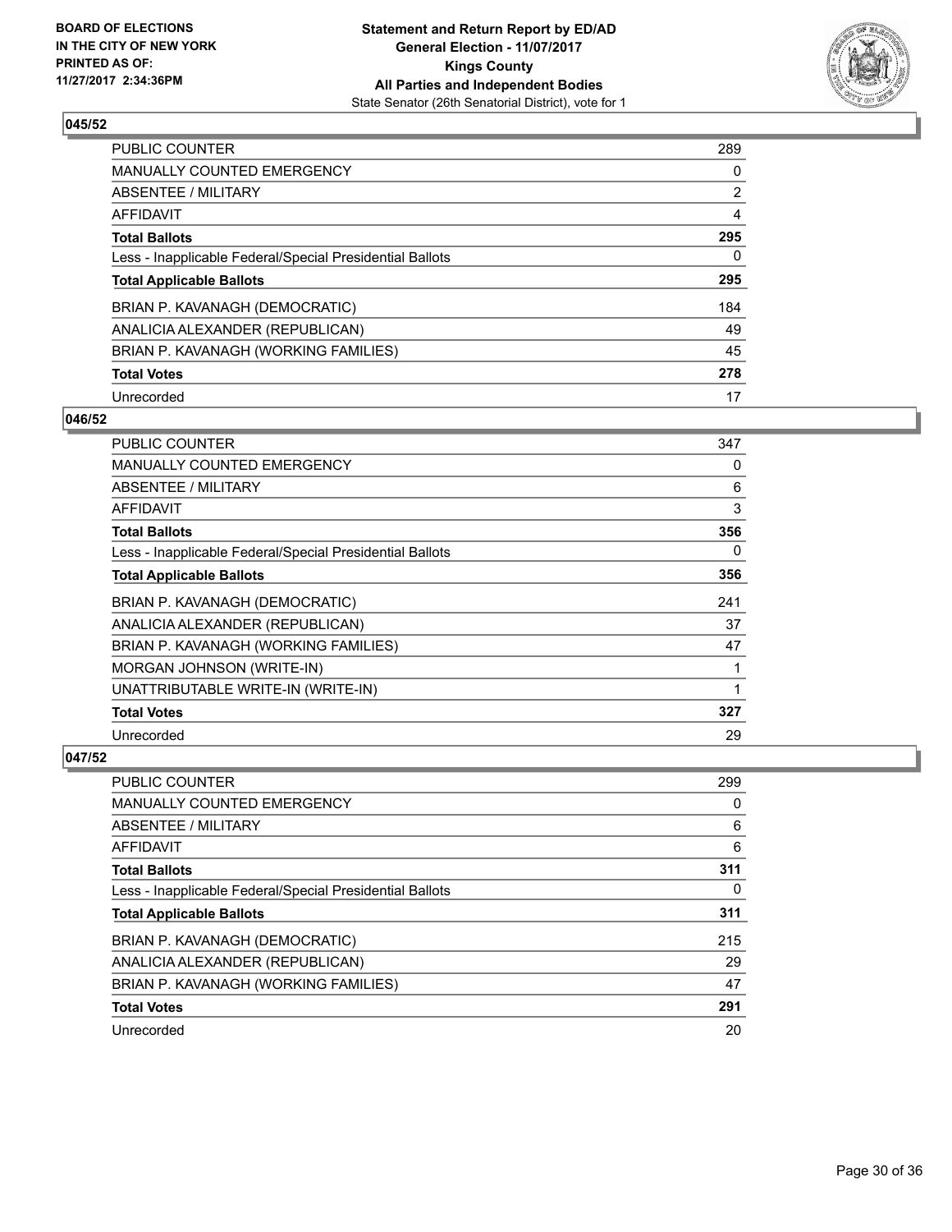**BOARD OF ELECTIONS IN THE CITY OF NEW YORK PRINTED AS OF: 11/27/2017 2:34:36PM**

**Statement and Return Report by ED/AD**
**General Election - 11/07/2017**
**Kings County**
**All Parties and Independent Bodies**
State Senator (26th Senatorial District), vote for 1

### 045/52

| | |
|---|---|
| PUBLIC COUNTER | 289 |
| MANUALLY COUNTED EMERGENCY | 0 |
| ABSENTEE / MILITARY | 2 |
| AFFIDAVIT | 4 |
| **Total Ballots** | **295** |
| Less - Inapplicable Federal/Special Presidential Ballots | 0 |
| **Total Applicable Ballots** | **295** |
| BRIAN P. KAVANAGH (DEMOCRATIC) | 184 |
| ANALICIA ALEXANDER (REPUBLICAN) | 49 |
| BRIAN P. KAVANAGH (WORKING FAMILIES) | 45 |
| **Total Votes** | **278** |
| Unrecorded | 17 |

### 046/52

| | |
|---|---|
| PUBLIC COUNTER | 347 |
| MANUALLY COUNTED EMERGENCY | 0 |
| ABSENTEE / MILITARY | 6 |
| AFFIDAVIT | 3 |
| **Total Ballots** | **356** |
| Less - Inapplicable Federal/Special Presidential Ballots | 0 |
| **Total Applicable Ballots** | **356** |
| BRIAN P. KAVANAGH (DEMOCRATIC) | 241 |
| ANALICIA ALEXANDER (REPUBLICAN) | 37 |
| BRIAN P. KAVANAGH (WORKING FAMILIES) | 47 |
| MORGAN JOHNSON (WRITE-IN) | 1 |
| UNATTRIBUTABLE WRITE-IN (WRITE-IN) | 1 |
| **Total Votes** | **327** |
| Unrecorded | 29 |

### 047/52

| | |
|---|---|
| PUBLIC COUNTER | 299 |
| MANUALLY COUNTED EMERGENCY | 0 |
| ABSENTEE / MILITARY | 6 |
| AFFIDAVIT | 6 |
| **Total Ballots** | **311** |
| Less - Inapplicable Federal/Special Presidential Ballots | 0 |
| **Total Applicable Ballots** | **311** |
| BRIAN P. KAVANAGH (DEMOCRATIC) | 215 |
| ANALICIA ALEXANDER (REPUBLICAN) | 29 |
| BRIAN P. KAVANAGH (WORKING FAMILIES) | 47 |
| **Total Votes** | **291** |
| Unrecorded | 20 |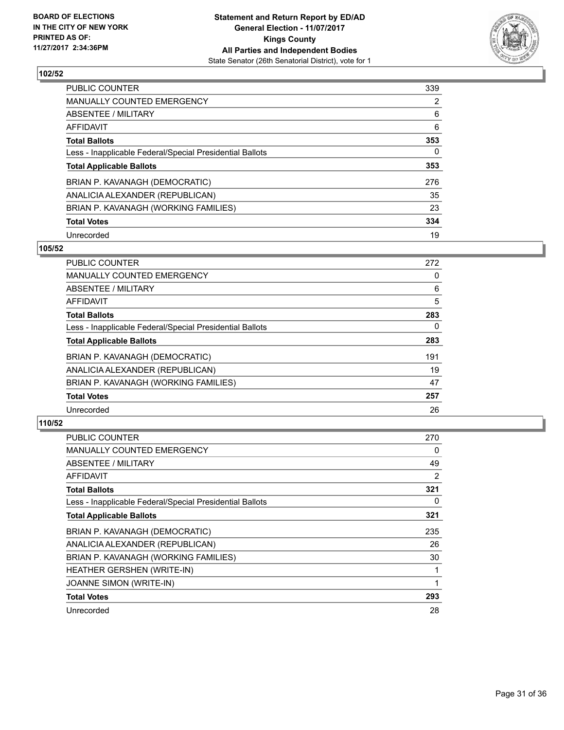BOARD OF ELECTIONS
IN THE CITY OF NEW YORK
PRINTED AS OF:
11/27/2017 2:34:36PM

**Statement and Return Report by ED/AD**
**General Election - 11/07/2017**
**Kings County**
**All Parties and Independent Bodies**
State Senator (26th Senatorial District), vote for 1

### 102/52

| | |
|---|---|
| PUBLIC COUNTER | 339 |
| MANUALLY COUNTED EMERGENCY | 2 |
| ABSENTEE / MILITARY | 6 |
| AFFIDAVIT | 6 |
| **Total Ballots** | **353** |
| Less - Inapplicable Federal/Special Presidential Ballots | 0 |
| **Total Applicable Ballots** | **353** |
| BRIAN P. KAVANAGH (DEMOCRATIC) | 276 |
| ANALICIA ALEXANDER (REPUBLICAN) | 35 |
| BRIAN P. KAVANAGH (WORKING FAMILIES) | 23 |
| **Total Votes** | **334** |
| Unrecorded | 19 |

### 105/52

| | |
|---|---|
| PUBLIC COUNTER | 272 |
| MANUALLY COUNTED EMERGENCY | 0 |
| ABSENTEE / MILITARY | 6 |
| AFFIDAVIT | 5 |
| **Total Ballots** | **283** |
| Less - Inapplicable Federal/Special Presidential Ballots | 0 |
| **Total Applicable Ballots** | **283** |
| BRIAN P. KAVANAGH (DEMOCRATIC) | 191 |
| ANALICIA ALEXANDER (REPUBLICAN) | 19 |
| BRIAN P. KAVANAGH (WORKING FAMILIES) | 47 |
| **Total Votes** | **257** |
| Unrecorded | 26 |

### 110/52

| | |
|---|---|
| PUBLIC COUNTER | 270 |
| MANUALLY COUNTED EMERGENCY | 0 |
| ABSENTEE / MILITARY | 49 |
| AFFIDAVIT | 2 |
| **Total Ballots** | **321** |
| Less - Inapplicable Federal/Special Presidential Ballots | 0 |
| **Total Applicable Ballots** | **321** |
| BRIAN P. KAVANAGH (DEMOCRATIC) | 235 |
| ANALICIA ALEXANDER (REPUBLICAN) | 26 |
| BRIAN P. KAVANAGH (WORKING FAMILIES) | 30 |
| HEATHER GERSHEN (WRITE-IN) | 1 |
| JOANNE SIMON (WRITE-IN) | 1 |
| **Total Votes** | **293** |
| Unrecorded | 28 |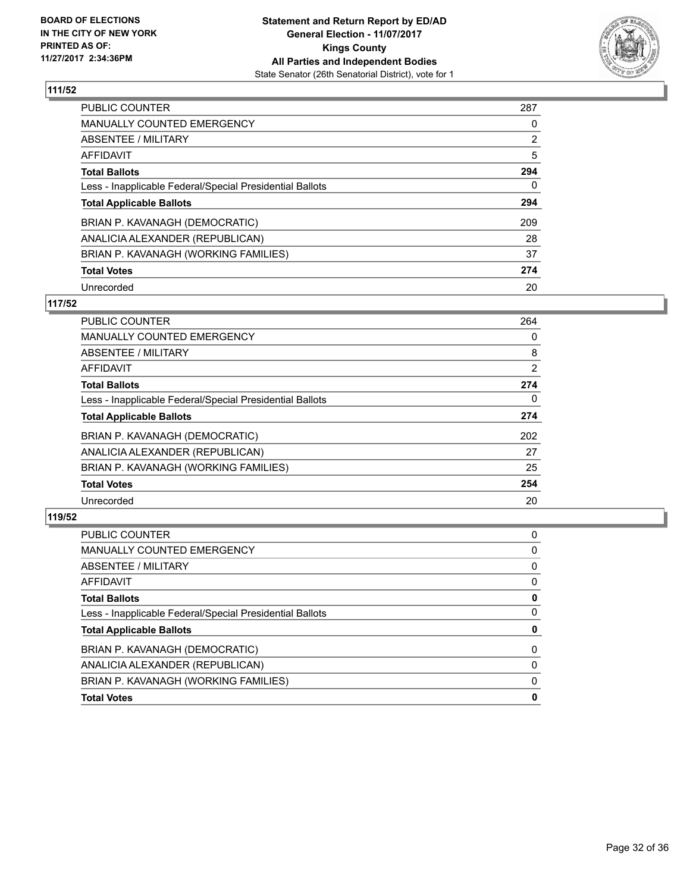BOARD OF ELECTIONS
IN THE CITY OF NEW YORK
PRINTED AS OF:
11/27/2017 2:34:36PM

**Statement and Return Report by ED/AD**
**General Election - 11/07/2017**
**Kings County**
**All Parties and Independent Bodies**
State Senator (26th Senatorial District), vote for 1

### 111/52

| | |
|---|---|
| PUBLIC COUNTER | 287 |
| MANUALLY COUNTED EMERGENCY | 0 |
| ABSENTEE / MILITARY | 2 |
| AFFIDAVIT | 5 |
| **Total Ballots** | **294** |
| Less - Inapplicable Federal/Special Presidential Ballots | 0 |
| **Total Applicable Ballots** | **294** |
| BRIAN P. KAVANAGH (DEMOCRATIC) | 209 |
| ANALICIA ALEXANDER (REPUBLICAN) | 28 |
| BRIAN P. KAVANAGH (WORKING FAMILIES) | 37 |
| **Total Votes** | **274** |
| Unrecorded | 20 |

### 117/52

| | |
|---|---|
| PUBLIC COUNTER | 264 |
| MANUALLY COUNTED EMERGENCY | 0 |
| ABSENTEE / MILITARY | 8 |
| AFFIDAVIT | 2 |
| **Total Ballots** | **274** |
| Less - Inapplicable Federal/Special Presidential Ballots | 0 |
| **Total Applicable Ballots** | **274** |
| BRIAN P. KAVANAGH (DEMOCRATIC) | 202 |
| ANALICIA ALEXANDER (REPUBLICAN) | 27 |
| BRIAN P. KAVANAGH (WORKING FAMILIES) | 25 |
| **Total Votes** | **254** |
| Unrecorded | 20 |

### 119/52

| | |
|---|---|
| PUBLIC COUNTER | 0 |
| MANUALLY COUNTED EMERGENCY | 0 |
| ABSENTEE / MILITARY | 0 |
| AFFIDAVIT | 0 |
| **Total Ballots** | **0** |
| Less - Inapplicable Federal/Special Presidential Ballots | 0 |
| **Total Applicable Ballots** | **0** |
| BRIAN P. KAVANAGH (DEMOCRATIC) | 0 |
| ANALICIA ALEXANDER (REPUBLICAN) | 0 |
| BRIAN P. KAVANAGH (WORKING FAMILIES) | 0 |
| **Total Votes** | **0** |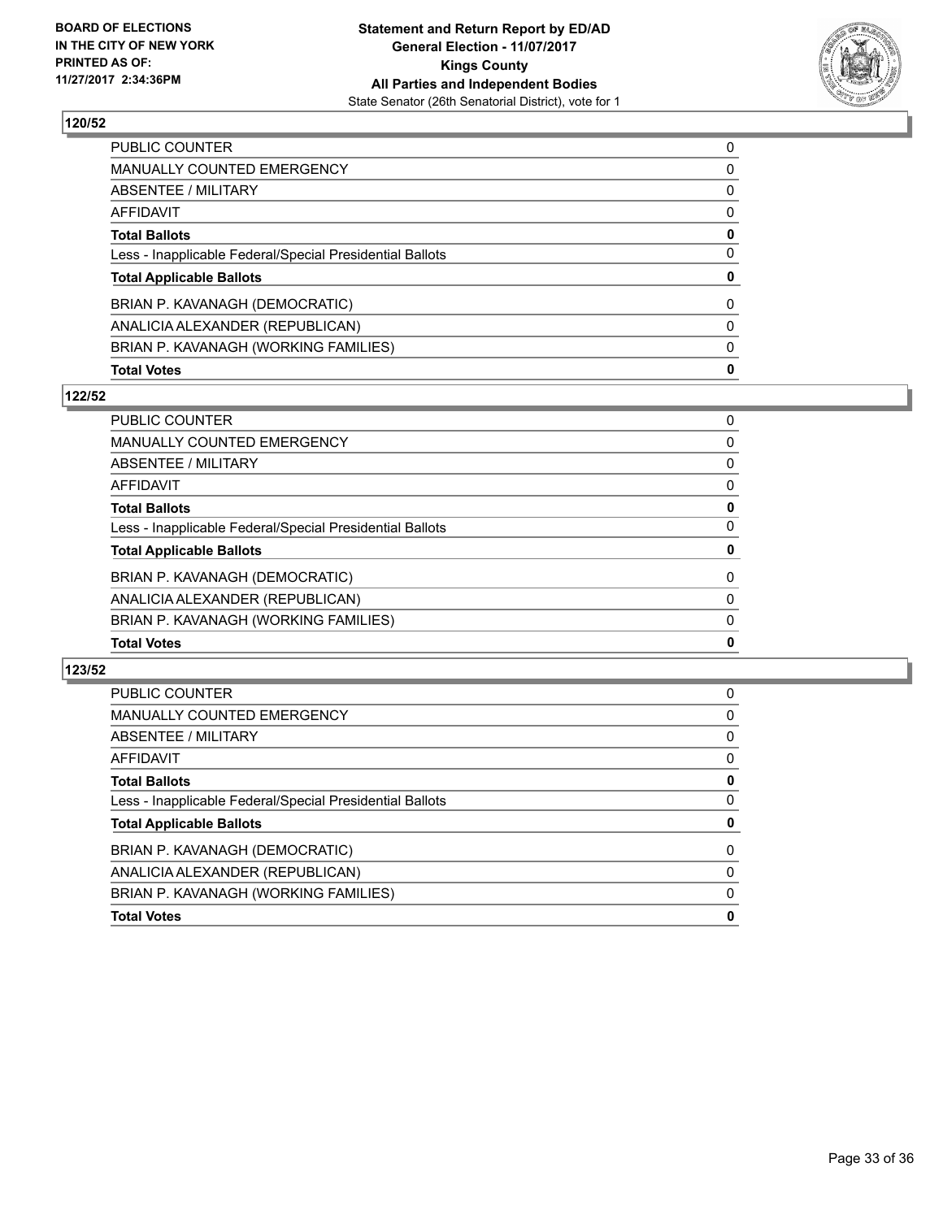BOARD OF ELECTIONS
IN THE CITY OF NEW YORK
PRINTED AS OF:
11/27/2017 2:34:36PM

**Statement and Return Report by ED/AD**
**General Election - 11/07/2017**
**Kings County**
**All Parties and Independent Bodies**
State Senator (26th Senatorial District), vote for 1

## 120/52

| | |
|---|---|
| PUBLIC COUNTER | 0 |
| MANUALLY COUNTED EMERGENCY | 0 |
| ABSENTEE / MILITARY | 0 |
| AFFIDAVIT | 0 |
| **Total Ballots** | **0** |
| Less - Inapplicable Federal/Special Presidential Ballots | 0 |
| **Total Applicable Ballots** | **0** |
| BRIAN P. KAVANAGH (DEMOCRATIC) | 0 |
| ANALICIA ALEXANDER (REPUBLICAN) | 0 |
| BRIAN P. KAVANAGH (WORKING FAMILIES) | 0 |
| **Total Votes** | **0** |

## 122/52

| | |
|---|---|
| PUBLIC COUNTER | 0 |
| MANUALLY COUNTED EMERGENCY | 0 |
| ABSENTEE / MILITARY | 0 |
| AFFIDAVIT | 0 |
| **Total Ballots** | **0** |
| Less - Inapplicable Federal/Special Presidential Ballots | 0 |
| **Total Applicable Ballots** | **0** |
| BRIAN P. KAVANAGH (DEMOCRATIC) | 0 |
| ANALICIA ALEXANDER (REPUBLICAN) | 0 |
| BRIAN P. KAVANAGH (WORKING FAMILIES) | 0 |
| **Total Votes** | **0** |

## 123/52

| | |
|---|---|
| PUBLIC COUNTER | 0 |
| MANUALLY COUNTED EMERGENCY | 0 |
| ABSENTEE / MILITARY | 0 |
| AFFIDAVIT | 0 |
| **Total Ballots** | **0** |
| Less - Inapplicable Federal/Special Presidential Ballots | 0 |
| **Total Applicable Ballots** | **0** |
| BRIAN P. KAVANAGH (DEMOCRATIC) | 0 |
| ANALICIA ALEXANDER (REPUBLICAN) | 0 |
| BRIAN P. KAVANAGH (WORKING FAMILIES) | 0 |
| **Total Votes** | **0** |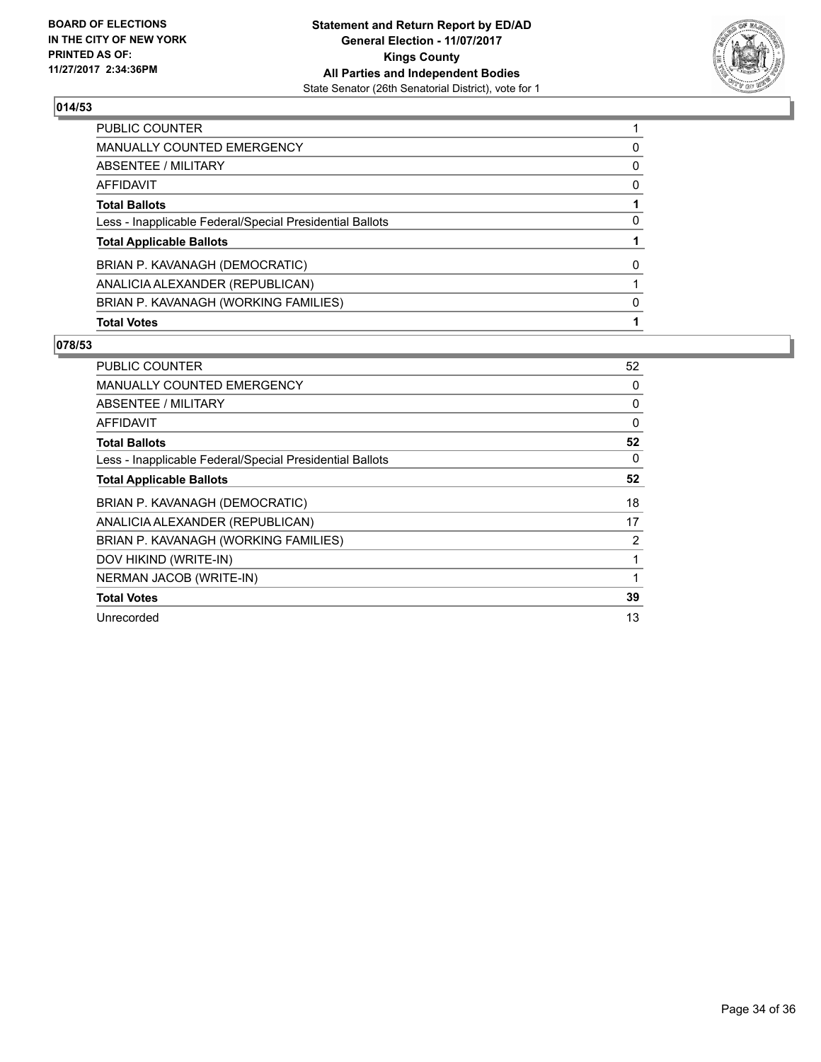**BOARD OF ELECTIONS IN THE CITY OF NEW YORK PRINTED AS OF: 11/27/2017 2:34:36PM**

**Statement and Return Report by ED/AD**
**General Election - 11/07/2017**
**Kings County**
**All Parties and Independent Bodies**
State Senator (26th Senatorial District), vote for 1

## 014/53

| | |
|---|---|
| PUBLIC COUNTER | 1 |
| MANUALLY COUNTED EMERGENCY | 0 |
| ABSENTEE / MILITARY | 0 |
| AFFIDAVIT | 0 |
| **Total Ballots** | **1** |
| Less - Inapplicable Federal/Special Presidential Ballots | 0 |
| **Total Applicable Ballots** | **1** |
| BRIAN P. KAVANAGH (DEMOCRATIC) | 0 |
| ANALICIA ALEXANDER (REPUBLICAN) | 1 |
| BRIAN P. KAVANAGH (WORKING FAMILIES) | 0 |
| **Total Votes** | **1** |

## 078/53

| | |
|---|---|
| PUBLIC COUNTER | 52 |
| MANUALLY COUNTED EMERGENCY | 0 |
| ABSENTEE / MILITARY | 0 |
| AFFIDAVIT | 0 |
| **Total Ballots** | **52** |
| Less - Inapplicable Federal/Special Presidential Ballots | 0 |
| **Total Applicable Ballots** | **52** |
| BRIAN P. KAVANAGH (DEMOCRATIC) | 18 |
| ANALICIA ALEXANDER (REPUBLICAN) | 17 |
| BRIAN P. KAVANAGH (WORKING FAMILIES) | 2 |
| DOV HIKIND (WRITE-IN) | 1 |
| NERMAN JACOB (WRITE-IN) | 1 |
| **Total Votes** | **39** |
| Unrecorded | 13 |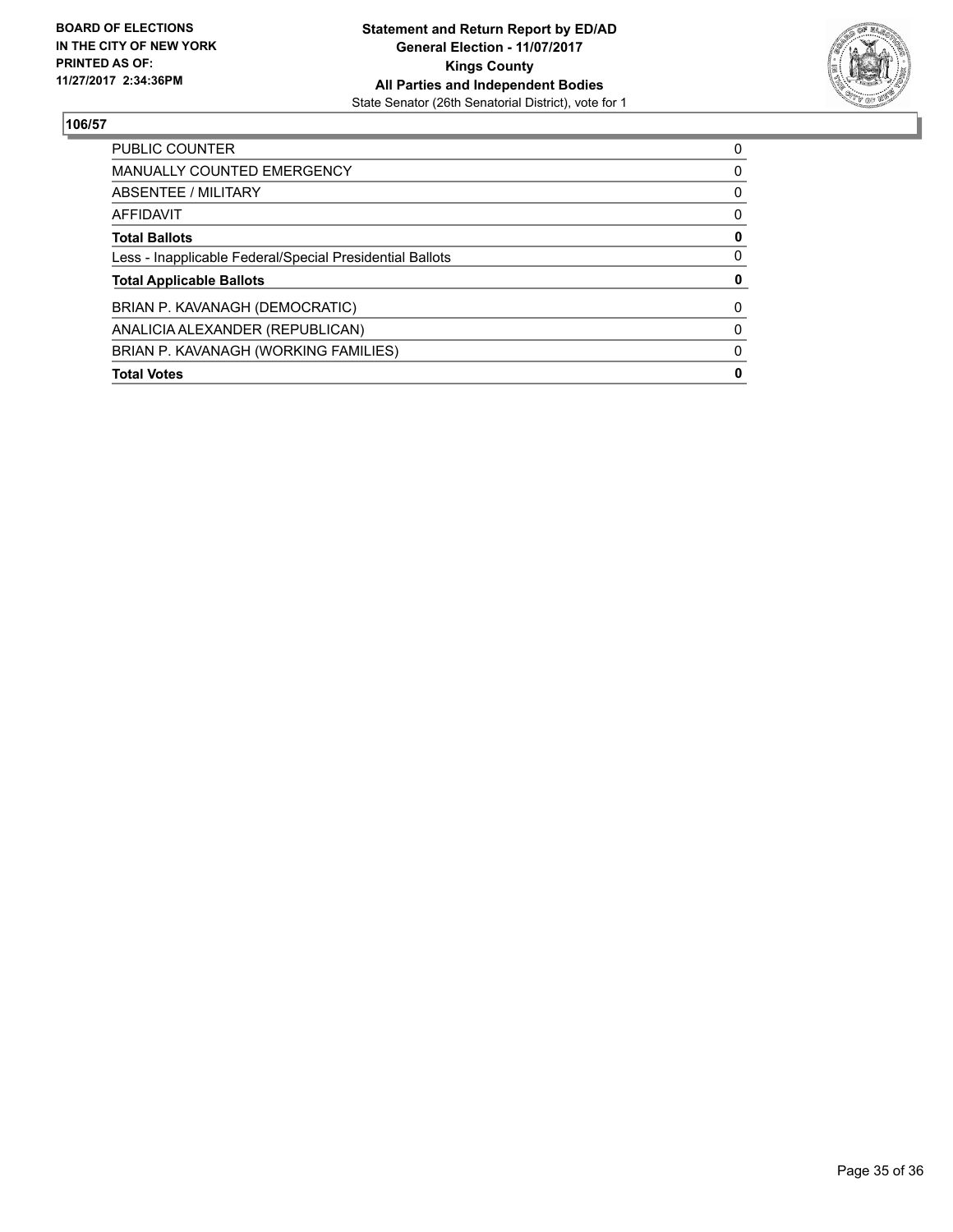**BOARD OF ELECTIONS IN THE CITY OF NEW YORK PRINTED AS OF: 11/27/2017 2:34:36PM**

**Statement and Return Report by ED/AD**
**General Election - 11/07/2017**
**Kings County**
**All Parties and Independent Bodies**
State Senator (26th Senatorial District), vote for 1

**106/57**

| | |
|---|---|
| PUBLIC COUNTER | 0 |
| MANUALLY COUNTED EMERGENCY | 0 |
| ABSENTEE / MILITARY | 0 |
| AFFIDAVIT | 0 |
| **Total Ballots** | **0** |
| Less - Inapplicable Federal/Special Presidential Ballots | 0 |
| **Total Applicable Ballots** | **0** |
| BRIAN P. KAVANAGH (DEMOCRATIC) | 0 |
| ANALICIA ALEXANDER (REPUBLICAN) | 0 |
| BRIAN P. KAVANAGH (WORKING FAMILIES) | 0 |
| **Total Votes** | **0** |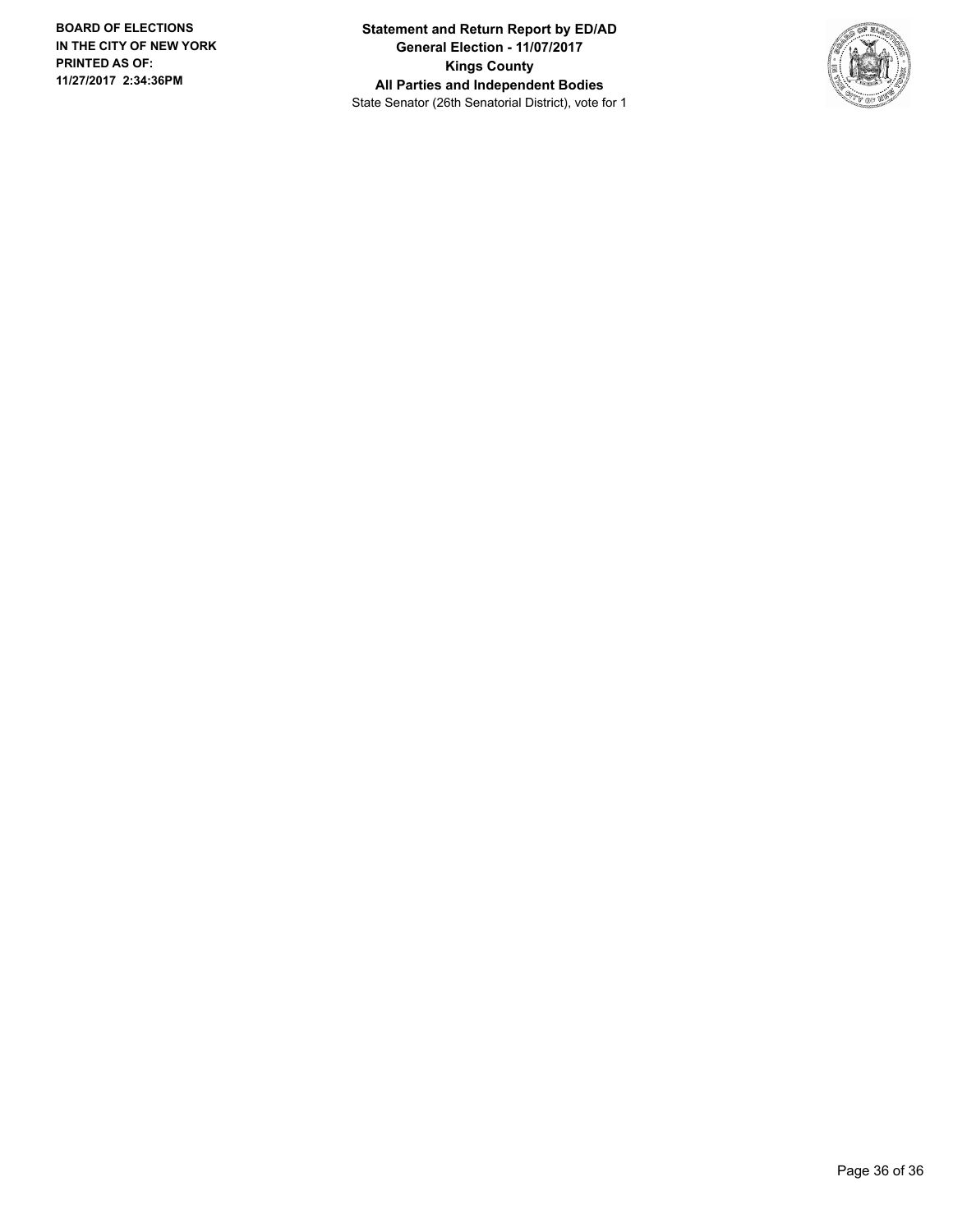**BOARD OF ELECTIONS**
**IN THE CITY OF NEW YORK**
**PRINTED AS OF:**
**11/27/2017 2:34:36PM**

**Statement and Return Report by ED/AD**
**General Election - 11/07/2017**
**Kings County**
**All Parties and Independent Bodies**
State Senator (26th Senatorial District), vote for 1